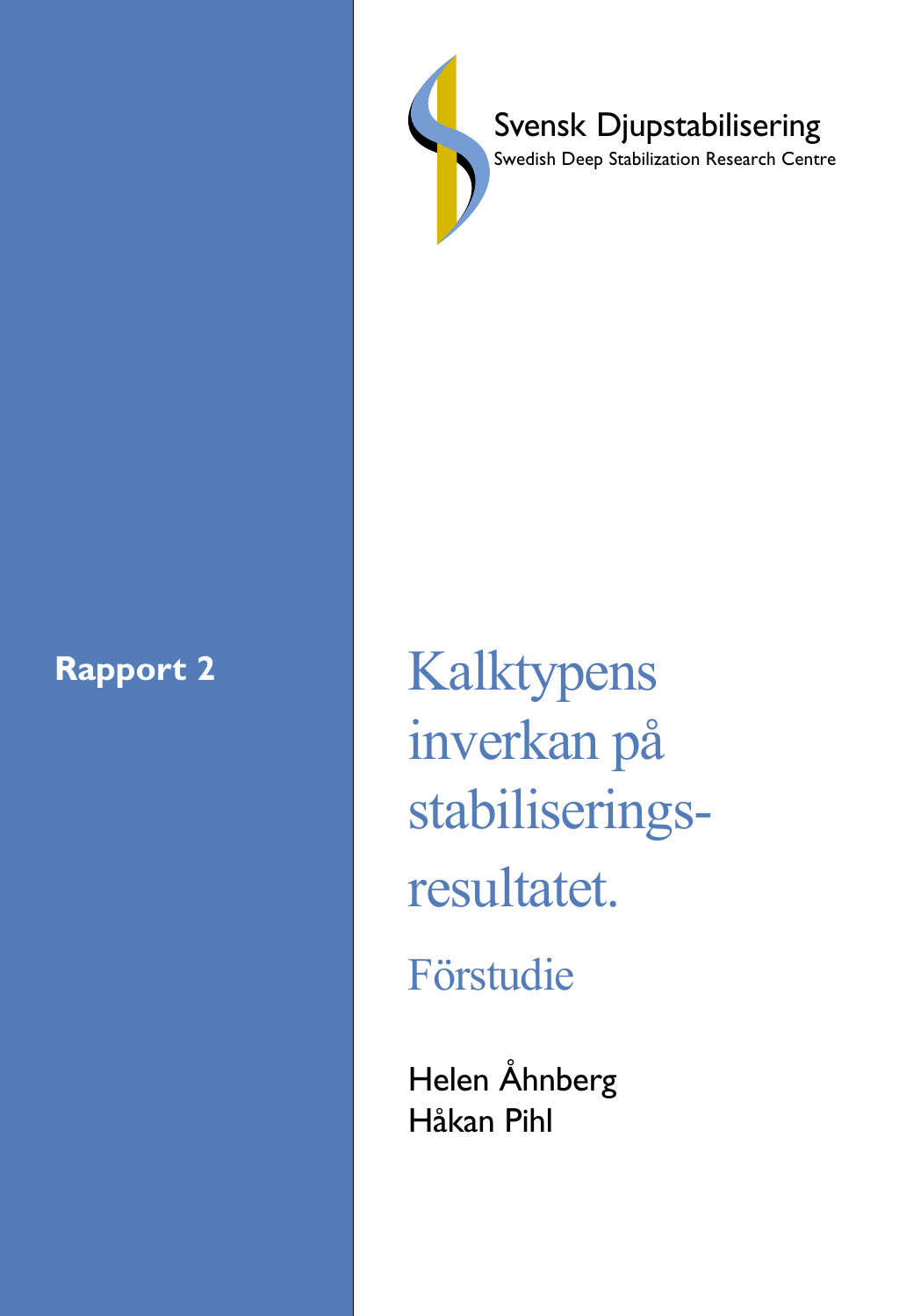Svensk Djupstabilisering

Swedish Deep Stabilization Research Centre

**Rapport 2**

# Kalktypens inverkan på stabiliserings-resultatet.

## Förstudie

Helen Åhnberg

Håkan Pihl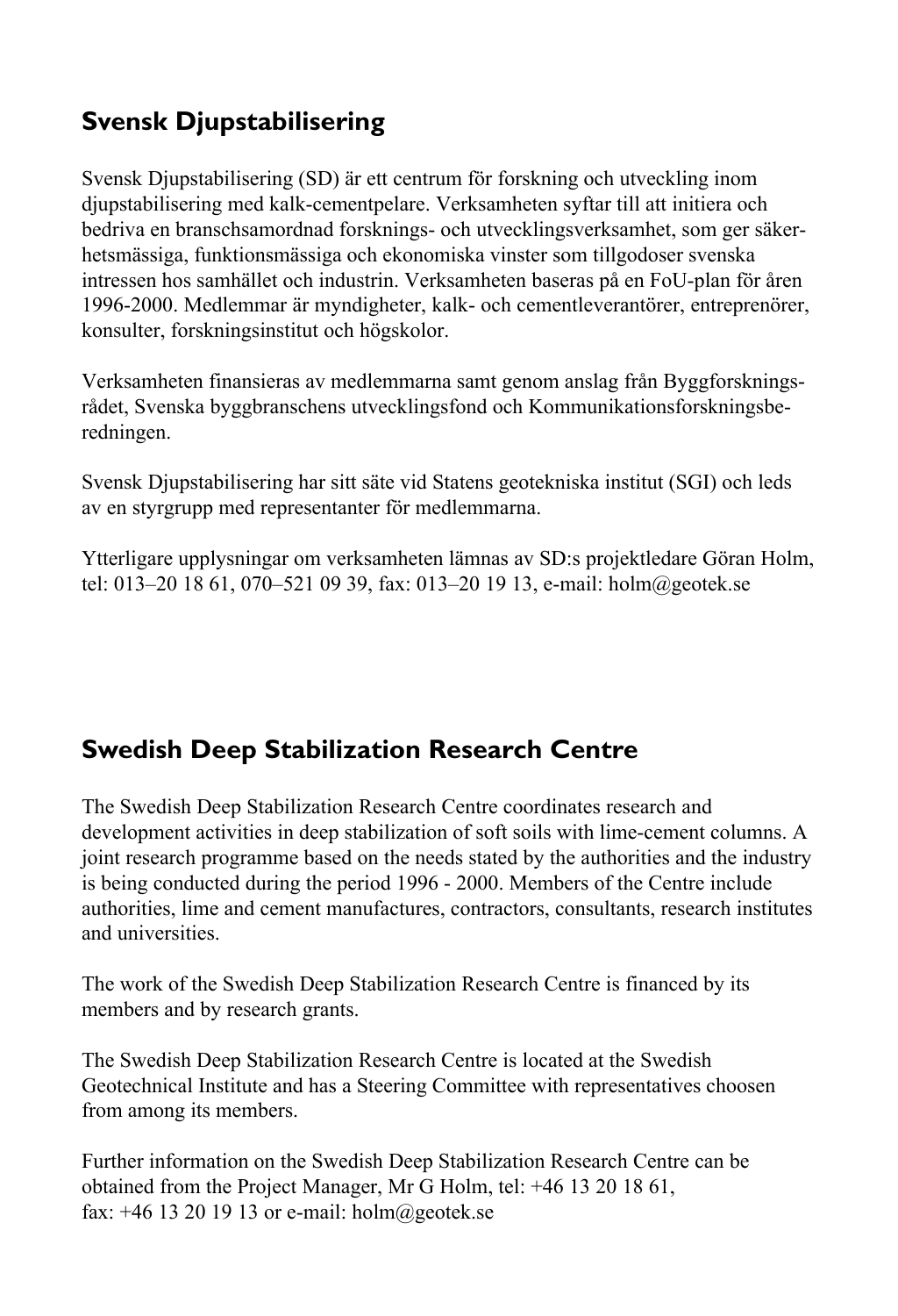## Svensk Djupstabilisering

Svensk Djupstabilisering (SD) är ett centrum för forskning och utveckling inom djupstabilisering med kalk-cementpelare. Verksamheten syftar till att initiera och bedriva en branschsamordnad forsknings- och utvecklingsverksamhet, som ger säkerhetsmässiga, funktionsmässiga och ekonomiska vinster som tillgodoser svenska intressen hos samhället och industrin. Verksamheten baseras på en FoU-plan för åren 1996-2000. Medlemmar är myndigheter, kalk- och cementleverantörer, entreprenörer, konsulter, forskningsinstitut och högskolor.

Verksamheten finansieras av medlemmarna samt genom anslag från Byggforskningsrådet, Svenska byggbranschens utvecklingsfond och Kommunikationsforskningsberedningen.

Svensk Djupstabilisering har sitt säte vid Statens geotekniska institut (SGI) och leds av en styrgrupp med representanter för medlemmarna.

Ytterligare upplysningar om verksamheten lämnas av SD:s projektledare Göran Holm, tel: 013–20 18 61, 070–521 09 39, fax: 013–20 19 13, e-mail: holm@geotek.se

## Swedish Deep Stabilization Research Centre

The Swedish Deep Stabilization Research Centre coordinates research and development activities in deep stabilization of soft soils with lime-cement columns. A joint research programme based on the needs stated by the authorities and the industry is being conducted during the period 1996 - 2000. Members of the Centre include authorities, lime and cement manufactures, contractors, consultants, research institutes and universities.

The work of the Swedish Deep Stabilization Research Centre is financed by its members and by research grants.

The Swedish Deep Stabilization Research Centre is located at the Swedish Geotechnical Institute and has a Steering Committee with representatives choosen from among its members.

Further information on the Swedish Deep Stabilization Research Centre can be obtained from the Project Manager, Mr G Holm, tel: +46 13 20 18 61, fax: +46 13 20 19 13 or e-mail: holm@geotek.se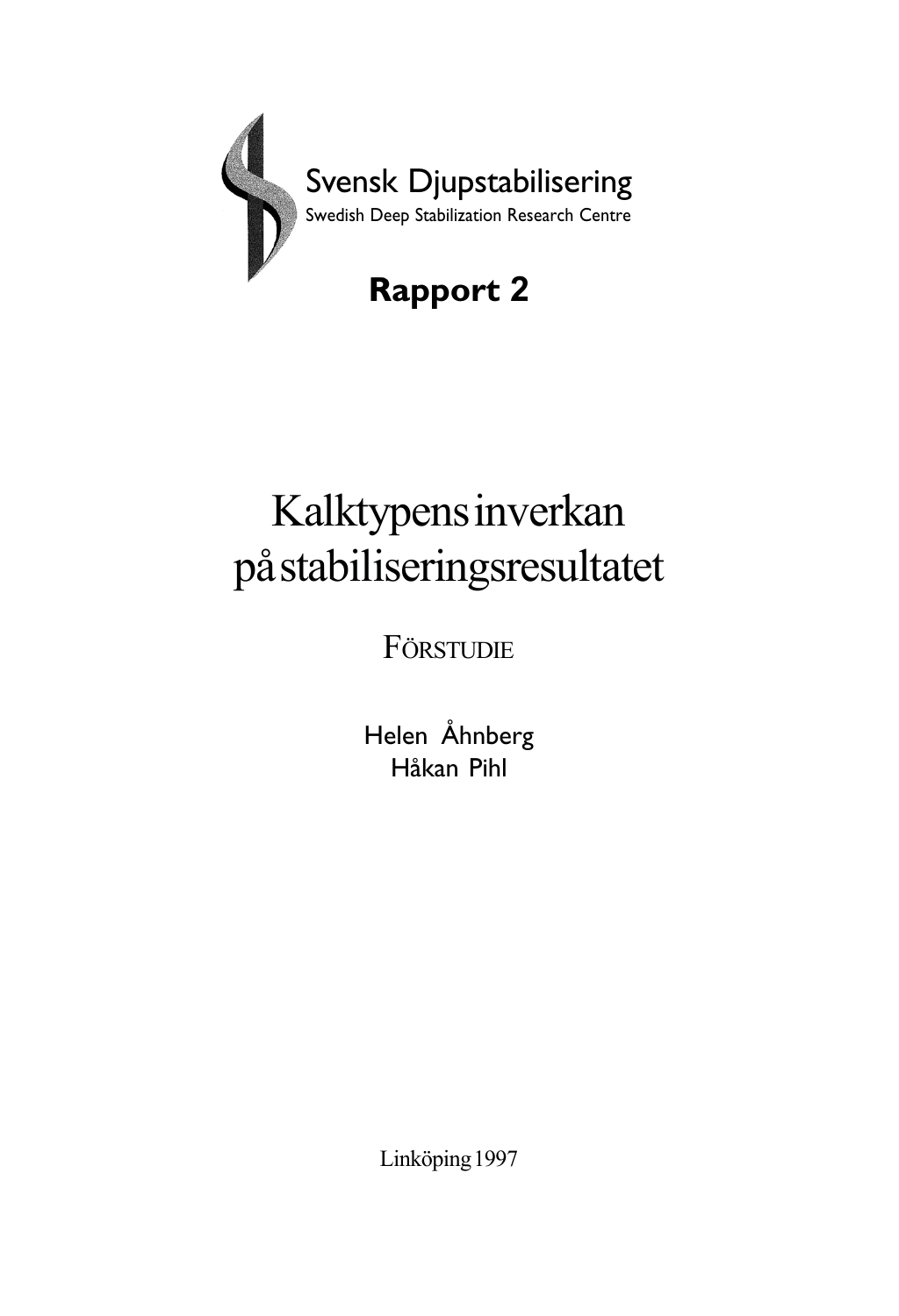Svensk Djupstabilisering

Swedish Deep Stabilization Research Centre

**Rapport 2**

# Kalktypens inverkan på stabiliseringsresultatet

FÖRSTUDIE

Helen Åhnberg
Håkan Pihl

Linköping 1997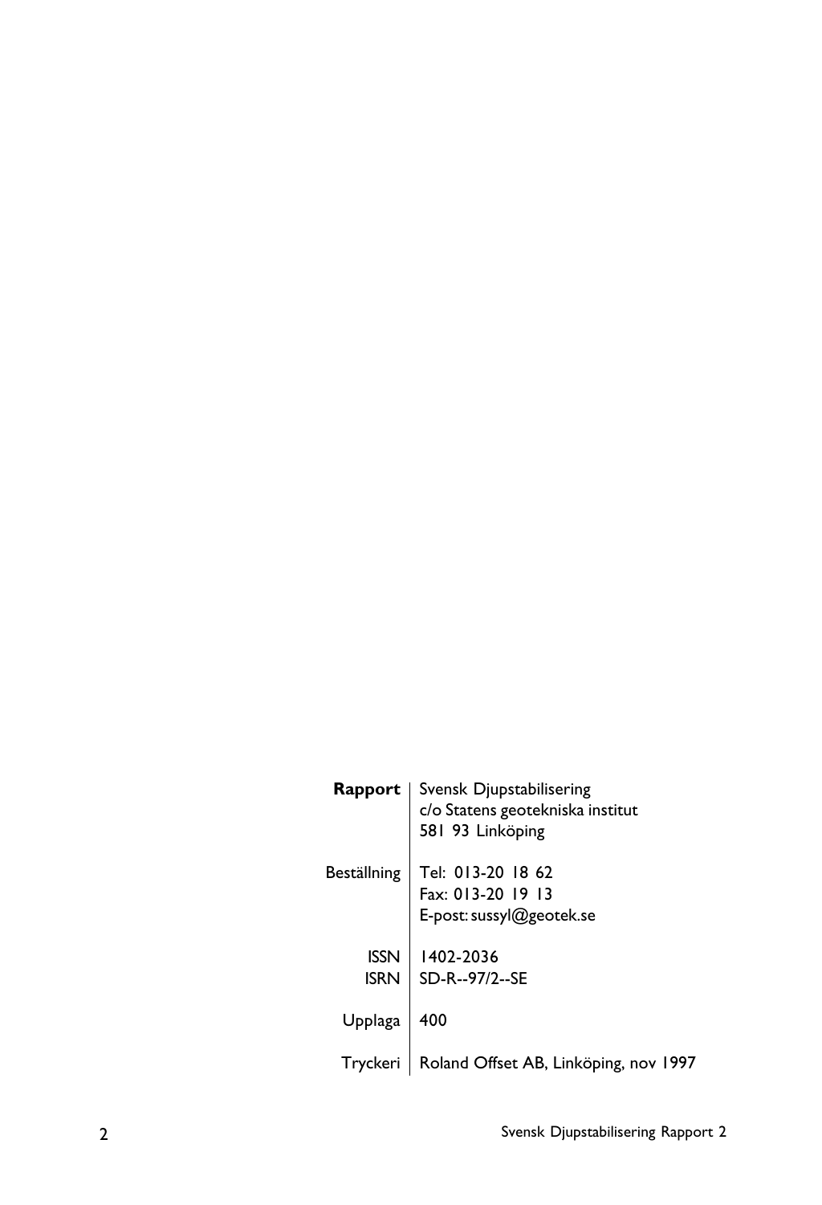| | |
|---|---|
| **Rapport** | Svensk Djupstabilisering<br>c/o Statens geotekniska institut<br>581 93 Linköping |
| Beställning | Tel: 013-20 18 62<br>Fax: 013-20 19 13<br>E-post: sussyl@geotek.se |
| ISSN | 1402-2036 |
| ISRN | SD-R--97/2--SE |
| Upplaga | 400 |
| Tryckeri | Roland Offset AB, Linköping, nov 1997 |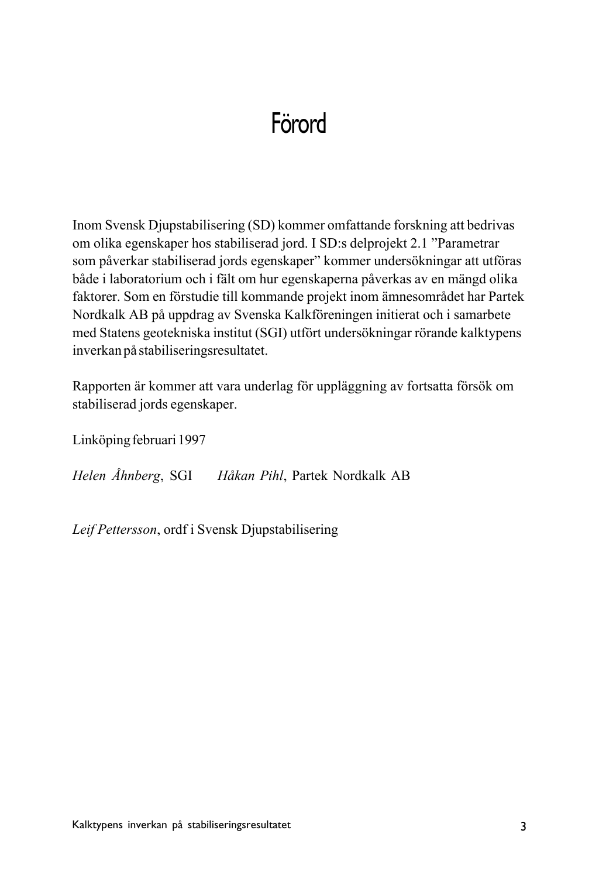# Förord

Inom Svensk Djupstabilisering (SD) kommer omfattande forskning att bedrivas om olika egenskaper hos stabiliserad jord. I SD:s delprojekt 2.1 ”Parametrar som påverkar stabiliserad jords egenskaper” kommer undersökningar att utföras både i laboratorium och i fält om hur egenskaperna påverkas av en mängd olika faktorer. Som en förstudie till kommande projekt inom ämnesområdet har Partek Nordkalk AB på uppdrag av Svenska Kalkföreningen initierat och i samarbete med Statens geotekniska institut (SGI) utfört undersökningar rörande kalktypens inverkan på stabiliseringsresultatet.

Rapporten är kommer att vara underlag för uppläggning av fortsatta försök om stabiliserad jords egenskaper.

Linköping februari 1997

*Helen Åhnberg*, SGI *Håkan Pihl*, Partek Nordkalk AB

*Leif Pettersson*, ordf i Svensk Djupstabilisering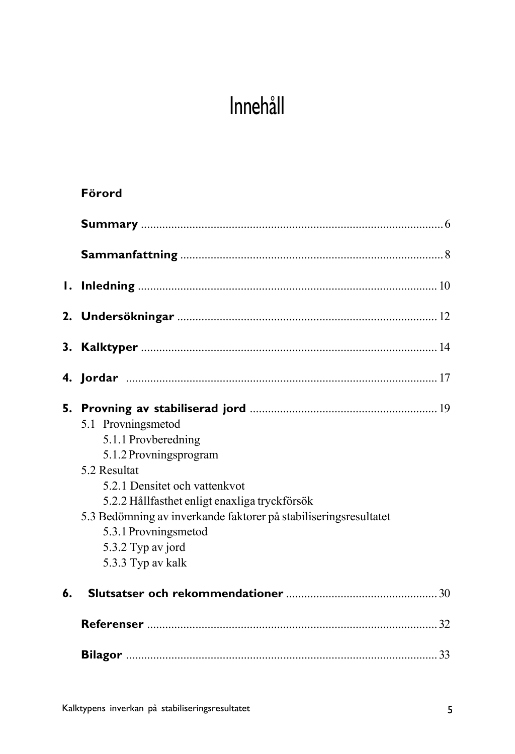# Innehåll

**Förord**

**Summary** ........................................................................................ 6

**Sammanfattning** ............................................................................. 8

**1. Inledning** ..................................................................................... 10

**2. Undersökningar** .......................................................................... 12

**3. Kalktyper** ..................................................................................... 14

**4. Jordar** .......................................................................................... 17

**5. Provning av stabiliserad jord** ................................................... 19

5.1 Provningsmetod

5.1.1 Provberedning

5.1.2 Provningsprogram

5.2 Resultat

5.2.1 Densitet och vattenkvot

5.2.2 Hållfasthet enligt enaxliga tryckförsök

5.3 Bedömning av inverkande faktorer på stabiliseringsresultatet

5.3.1 Provningsmetod

5.3.2 Typ av jord

5.3.3 Typ av kalk

**6. Slutsatser och rekommendationer** ............................................. 30

**Referenser** ...................................................................................... 32

**Bilagor** ............................................................................................ 33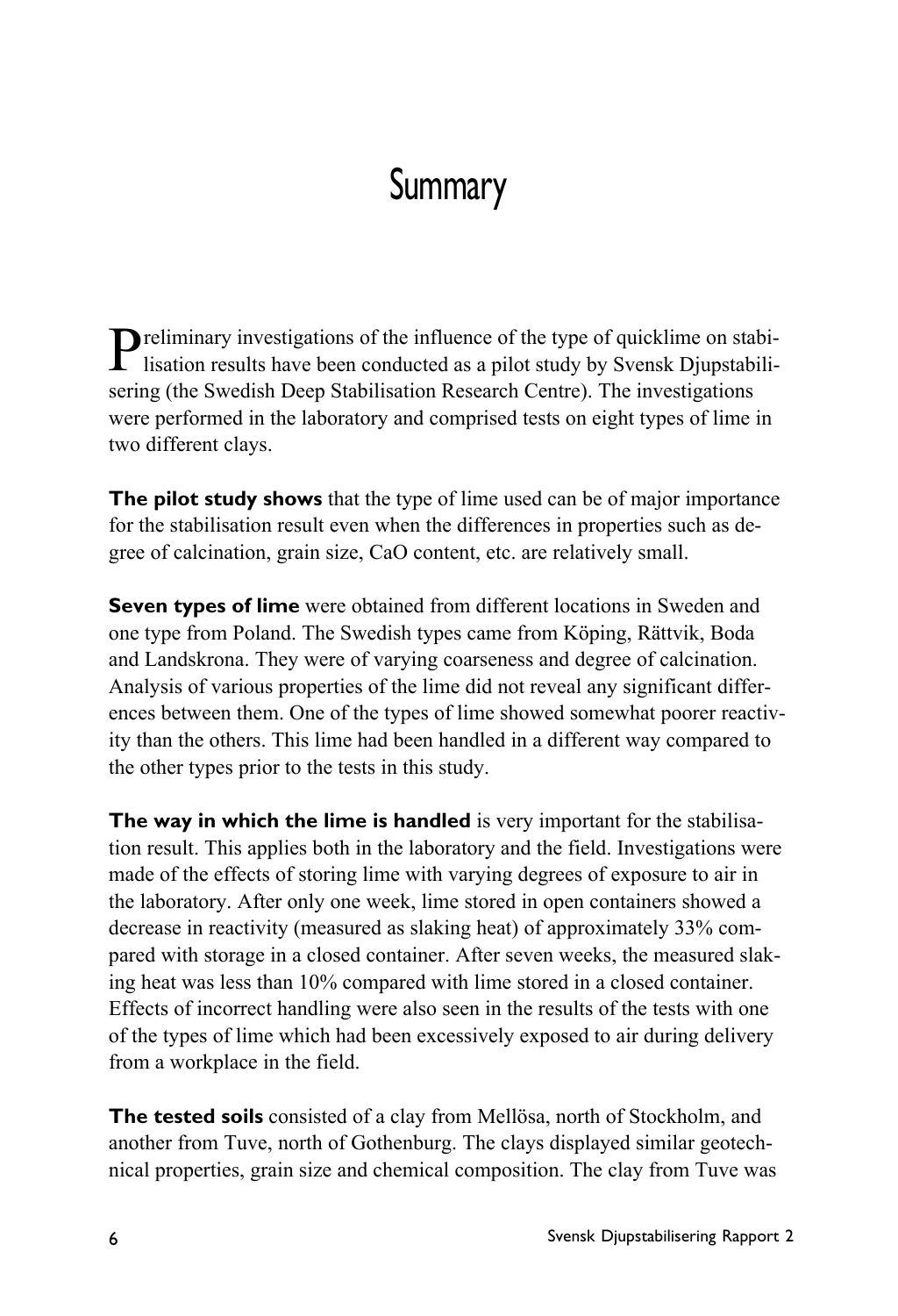# Summary

Preliminary investigations of the influence of the type of quicklime on stabilisation results have been conducted as a pilot study by Svensk Djupstabilisering (the Swedish Deep Stabilisation Research Centre). The investigations were performed in the laboratory and comprised tests on eight types of lime in two different clays.

**The pilot study shows** that the type of lime used can be of major importance for the stabilisation result even when the differences in properties such as degree of calcination, grain size, CaO content, etc. are relatively small.

**Seven types of lime** were obtained from different locations in Sweden and one type from Poland. The Swedish types came from Köping, Rättvik, Boda and Landskrona. They were of varying coarseness and degree of calcination. Analysis of various properties of the lime did not reveal any significant differences between them. One of the types of lime showed somewhat poorer reactivity than the others. This lime had been handled in a different way compared to the other types prior to the tests in this study.

**The way in which the lime is handled** is very important for the stabilisation result. This applies both in the laboratory and the field. Investigations were made of the effects of storing lime with varying degrees of exposure to air in the laboratory. After only one week, lime stored in open containers showed a decrease in reactivity (measured as slaking heat) of approximately 33% compared with storage in a closed container. After seven weeks, the measured slaking heat was less than 10% compared with lime stored in a closed container. Effects of incorrect handling were also seen in the results of the tests with one of the types of lime which had been excessively exposed to air during delivery from a workplace in the field.

**The tested soils** consisted of a clay from Mellösa, north of Stockholm, and another from Tuve, north of Gothenburg. The clays displayed similar geotechnical properties, grain size and chemical composition. The clay from Tuve was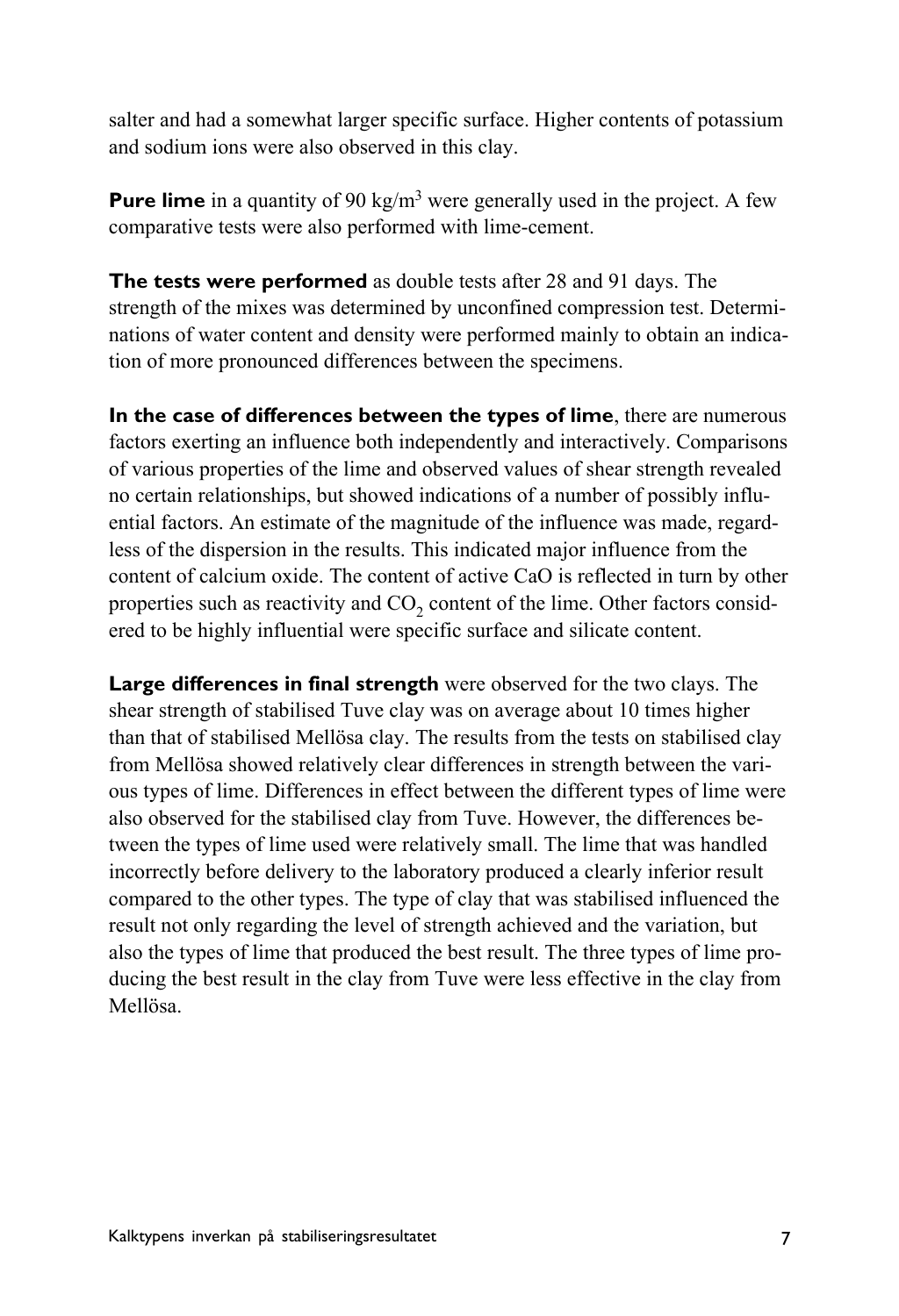salter and had a somewhat larger specific surface. Higher contents of potassium and sodium ions were also observed in this clay.

**Pure lime** in a quantity of 90 kg/m$^3$ were generally used in the project. A few comparative tests were also performed with lime-cement.

**The tests were performed** as double tests after 28 and 91 days. The strength of the mixes was determined by unconfined compression test. Determinations of water content and density were performed mainly to obtain an indication of more pronounced differences between the specimens.

**In the case of differences between the types of lime**, there are numerous factors exerting an influence both independently and interactively. Comparisons of various properties of the lime and observed values of shear strength revealed no certain relationships, but showed indications of a number of possibly influential factors. An estimate of the magnitude of the influence was made, regardless of the dispersion in the results. This indicated major influence from the content of calcium oxide. The content of active CaO is reflected in turn by other properties such as reactivity and $CO_2$ content of the lime. Other factors considered to be highly influential were specific surface and silicate content.

**Large differences in final strength** were observed for the two clays. The shear strength of stabilised Tuve clay was on average about 10 times higher than that of stabilised Mellösa clay. The results from the tests on stabilised clay from Mellösa showed relatively clear differences in strength between the various types of lime. Differences in effect between the different types of lime were also observed for the stabilised clay from Tuve. However, the differences between the types of lime used were relatively small. The lime that was handled incorrectly before delivery to the laboratory produced a clearly inferior result compared to the other types. The type of clay that was stabilised influenced the result not only regarding the level of strength achieved and the variation, but also the types of lime that produced the best result. The three types of lime producing the best result in the clay from Tuve were less effective in the clay from Mellösa.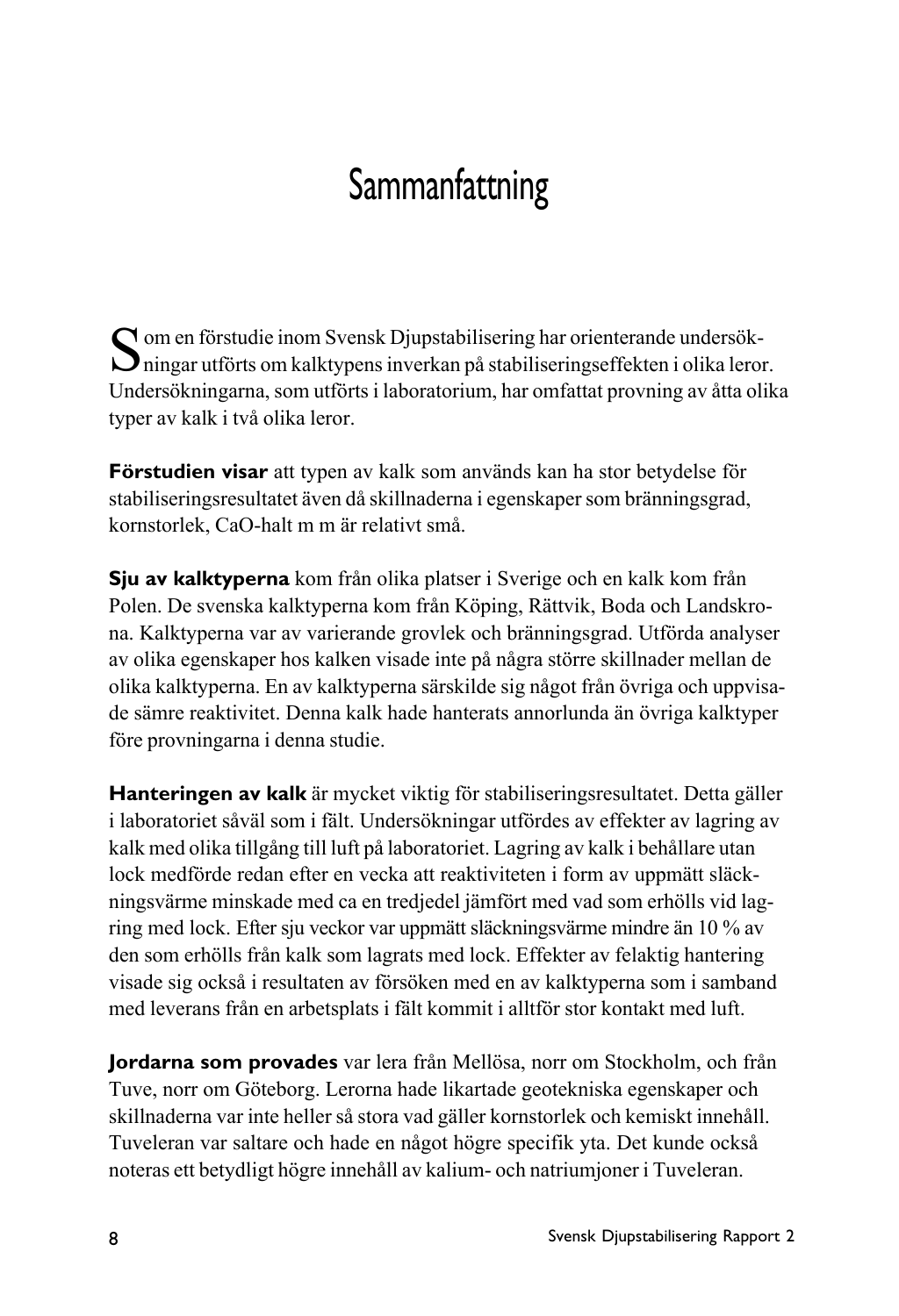# Sammanfattning

Som en förstudie inom Svensk Djupstabilisering har orienterande undersökningar utförts om kalktypens inverkan på stabiliseringseffekten i olika leror. Undersökningarna, som utförts i laboratorium, har omfattat provning av åtta olika typer av kalk i två olika leror.

**Förstudien visar** att typen av kalk som används kan ha stor betydelse för stabiliseringsresultatet även då skillnaderna i egenskaper som bränningsgrad, kornstorlek, CaO-halt m m är relativt små.

**Sju av kalktyperna** kom från olika platser i Sverige och en kalk kom från Polen. De svenska kalktyperna kom från Köping, Rättvik, Boda och Landskrona. Kalktyperna var av varierande grovlek och bränningsgrad. Utförda analyser av olika egenskaper hos kalken visade inte på några större skillnader mellan de olika kalktyperna. En av kalktyperna särskilde sig något från övriga och uppvisade sämre reaktivitet. Denna kalk hade hanterats annorlunda än övriga kalktyper före provningarna i denna studie.

**Hanteringen av kalk** är mycket viktig för stabiliseringsresultatet. Detta gäller i laboratoriet såväl som i fält. Undersökningar utfördes av effekter av lagring av kalk med olika tillgång till luft på laboratoriet. Lagring av kalk i behållare utan lock medförde redan efter en vecka att reaktiviteten i form av uppmätt släckningsvärme minskade med ca en tredjedel jämfört med vad som erhölls vid lagring med lock. Efter sju veckor var uppmätt släckningsvärme mindre än 10 % av den som erhölls från kalk som lagrats med lock. Effekter av felaktig hantering visade sig också i resultaten av försöken med en av kalktyperna som i samband med leverans från en arbetsplats i fält kommit i alltför stor kontakt med luft.

**Jordarna som provades** var lera från Mellösa, norr om Stockholm, och från Tuve, norr om Göteborg. Lerorna hade likartade geotekniska egenskaper och skillnaderna var inte heller så stora vad gäller kornstorlek och kemiskt innehåll. Tuveleran var saltare och hade en något högre specifik yta. Det kunde också noteras ett betydligt högre innehåll av kalium- och natriumjoner i Tuveleran.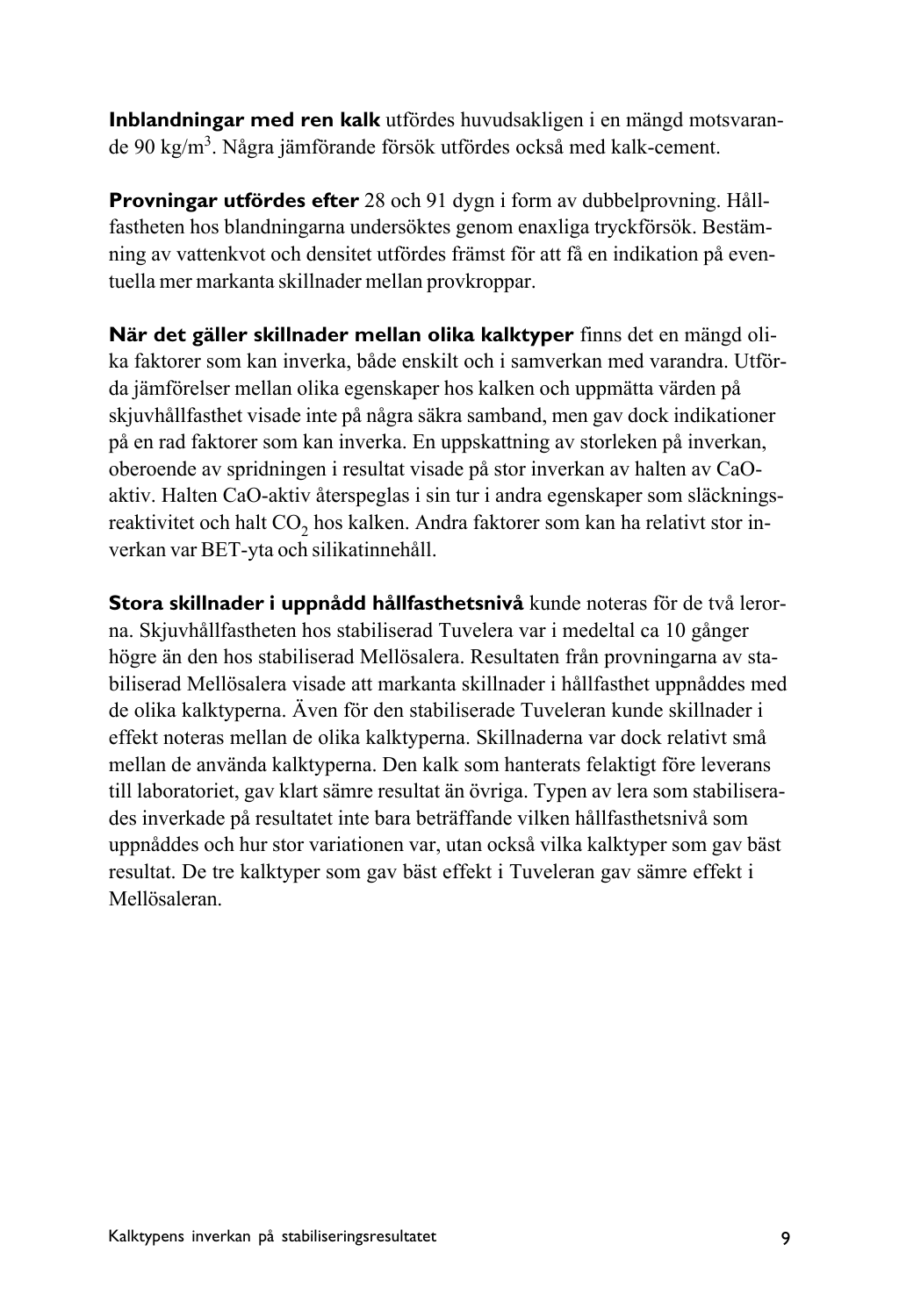**Inblandningar med ren kalk** utfördes huvudsakligen i en mängd motsvarande 90 kg/m$^3$. Några jämförande försök utfördes också med kalk-cement.

**Provningar utfördes efter** 28 och 91 dygn i form av dubbelprovning. Hållfastheten hos blandningarna undersöktes genom enaxliga tryckförsök. Bestämning av vattenkvot och densitet utfördes främst för att få en indikation på eventuella mer markanta skillnader mellan provkroppar.

**När det gäller skillnader mellan olika kalktyper** finns det en mängd olika faktorer som kan inverka, både enskilt och i samverkan med varandra. Utförda jämförelser mellan olika egenskaper hos kalken och uppmätta värden på skjuvhållfasthet visade inte på några säkra samband, men gav dock indikationer på en rad faktorer som kan inverka. En uppskattning av storleken på inverkan, oberoende av spridningen i resultat visade på stor inverkan av halten av CaO-aktiv. Halten CaO-aktiv återspeglas i sin tur i andra egenskaper som släckningsreaktivitet och halt $CO_2$ hos kalken. Andra faktorer som kan ha relativt stor inverkan var BET-yta och silikatinnehåll.

**Stora skillnader i uppnådd hållfasthetsnivå** kunde noteras för de två lerorna. Skjuvhållfastheten hos stabiliserad Tuvelera var i medeltal ca 10 gånger högre än den hos stabiliserad Mellösalera. Resultaten från provningarna av stabiliserad Mellösalera visade att markanta skillnader i hållfasthet uppnåddes med de olika kalktyperna. Även för den stabiliserade Tuveleran kunde skillnader i effekt noteras mellan de olika kalktyperna. Skillnaderna var dock relativt små mellan de använda kalktyperna. Den kalk som hanterats felaktigt före leverans till laboratoriet, gav klart sämre resultat än övriga. Typen av lera som stabiliserades inverkade på resultatet inte bara beträffande vilken hållfasthetsnivå som uppnåddes och hur stor variationen var, utan också vilka kalktyper som gav bäst resultat. De tre kalktyper som gav bäst effekt i Tuveleran gav sämre effekt i Mellösaleran.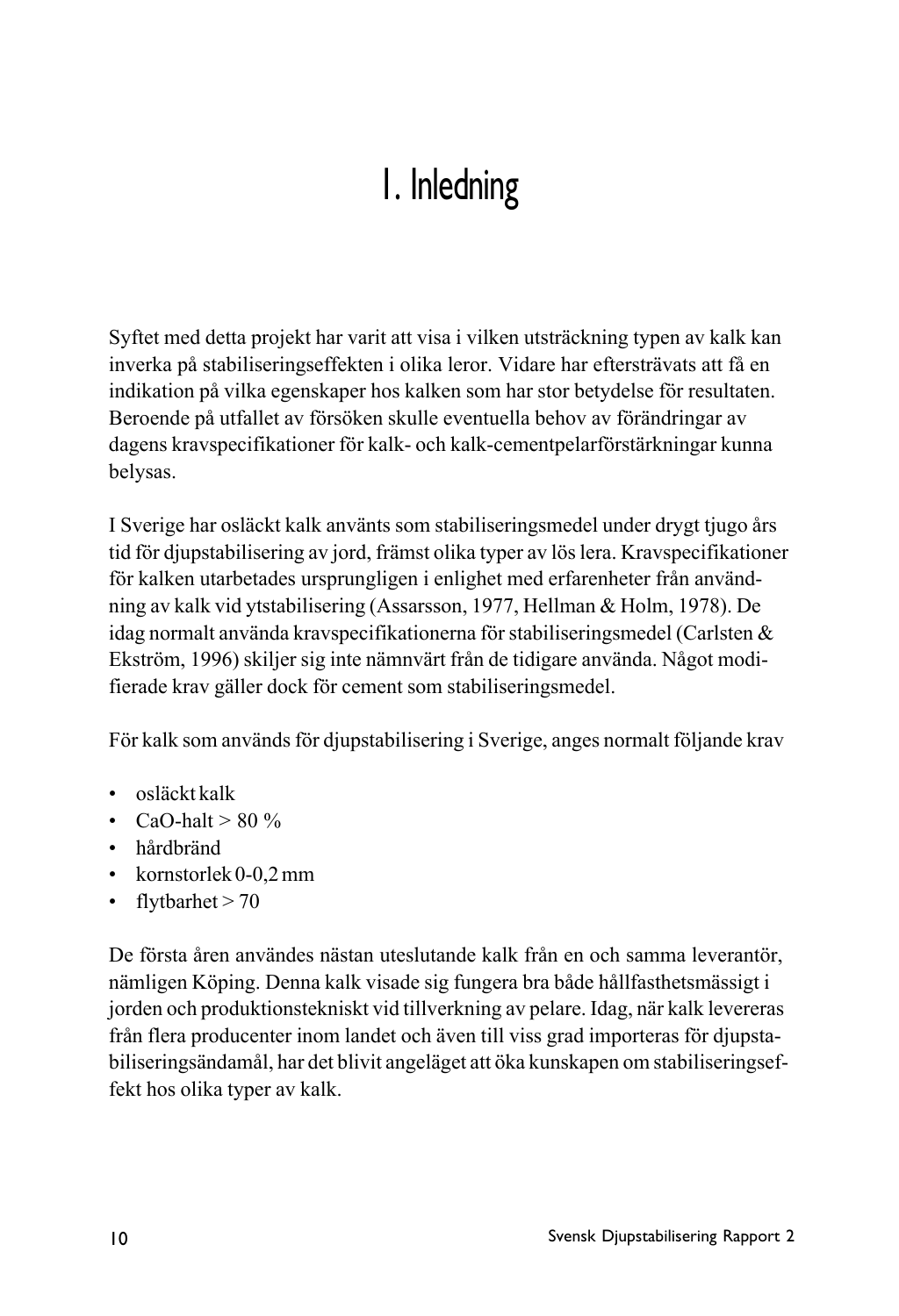# 1. Inledning

Syftet med detta projekt har varit att visa i vilken utsträckning typen av kalk kan inverka på stabiliseringseffekten i olika leror. Vidare har eftersträvats att få en indikation på vilka egenskaper hos kalken som har stor betydelse för resultaten. Beroende på utfallet av försöken skulle eventuella behov av förändringar av dagens kravspecifikationer för kalk- och kalk-cementpelarförstärkningar kunna belysas.

I Sverige har osläckt kalk använts som stabiliseringsmedel under drygt tjugo års tid för djupstabilisering av jord, främst olika typer av lös lera. Kravspecifikationer för kalken utarbetades ursprungligen i enlighet med erfarenheter från användning av kalk vid ytstabilisering (Assarsson, 1977, Hellman & Holm, 1978). De idag normalt använda kravspecifikationerna för stabiliseringsmedel (Carlsten & Ekström, 1996) skiljer sig inte nämnvärt från de tidigare använda. Något modifierade krav gäller dock för cement som stabiliseringsmedel.

För kalk som används för djupstabilisering i Sverige, anges normalt följande krav

- osläckt kalk
- CaO-halt > 80 %
- hårdbränd
- kornstorlek 0-0,2 mm
- flytbarhet > 70

De första åren användes nästan uteslutande kalk från en och samma leverantör, nämligen Köping. Denna kalk visade sig fungera bra både hållfasthetsmässigt i jorden och produktionstekniskt vid tillverkning av pelare. Idag, när kalk levereras från flera producenter inom landet och även till viss grad importeras för djupstabiliseringsändamål, har det blivit angeläget att öka kunskapen om stabiliseringseffekt hos olika typer av kalk.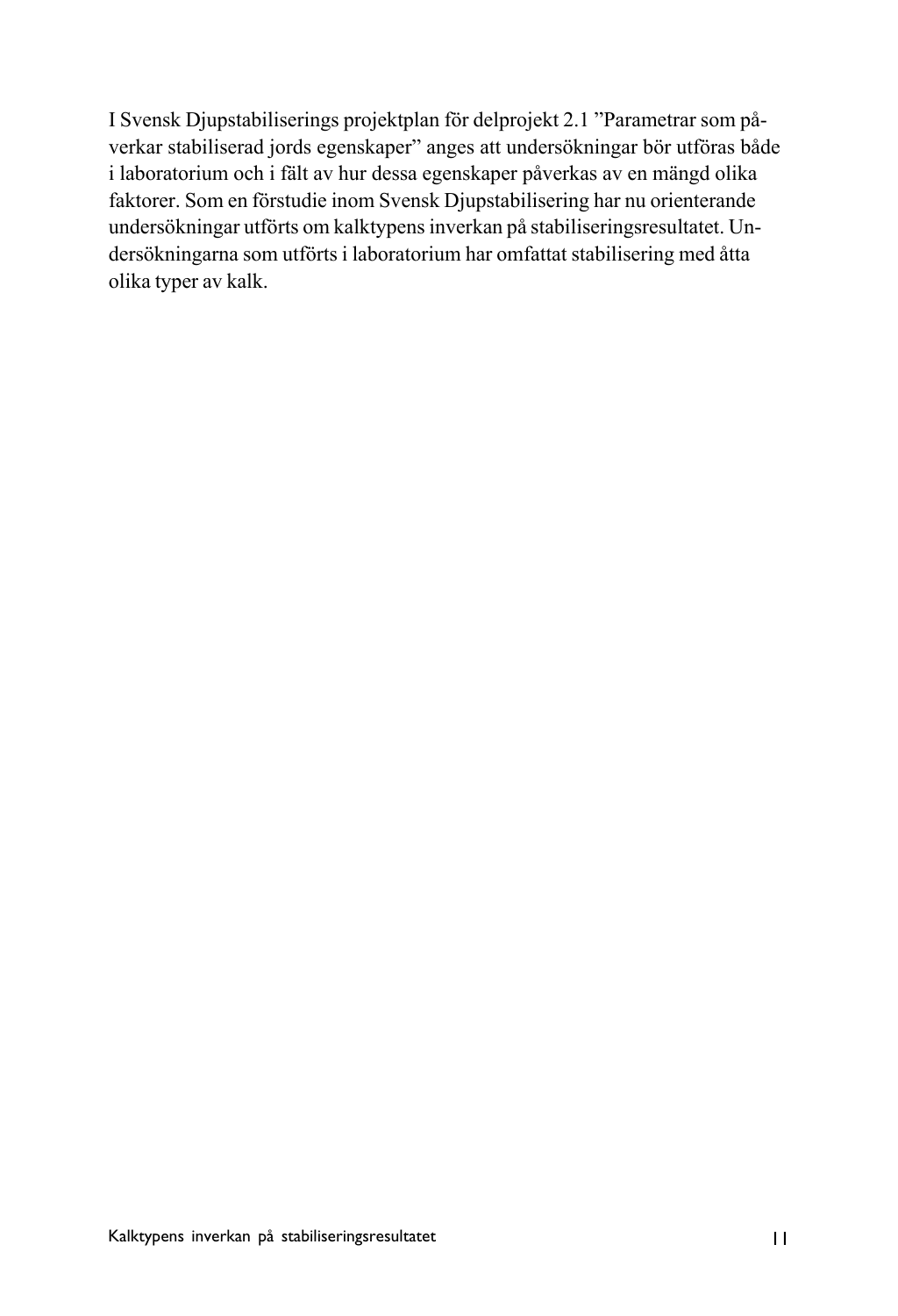I Svensk Djupstabiliserings projektplan för delprojekt 2.1 ”Parametrar som påverkar stabiliserad jords egenskaper” anges att undersökningar bör utföras både i laboratorium och i fält av hur dessa egenskaper påverkas av en mängd olika faktorer. Som en förstudie inom Svensk Djupstabilisering har nu orienterande undersökningar utförts om kalktypens inverkan på stabiliseringsresultatet. Undersökningarna som utförts i laboratorium har omfattat stabilisering med åtta olika typer av kalk.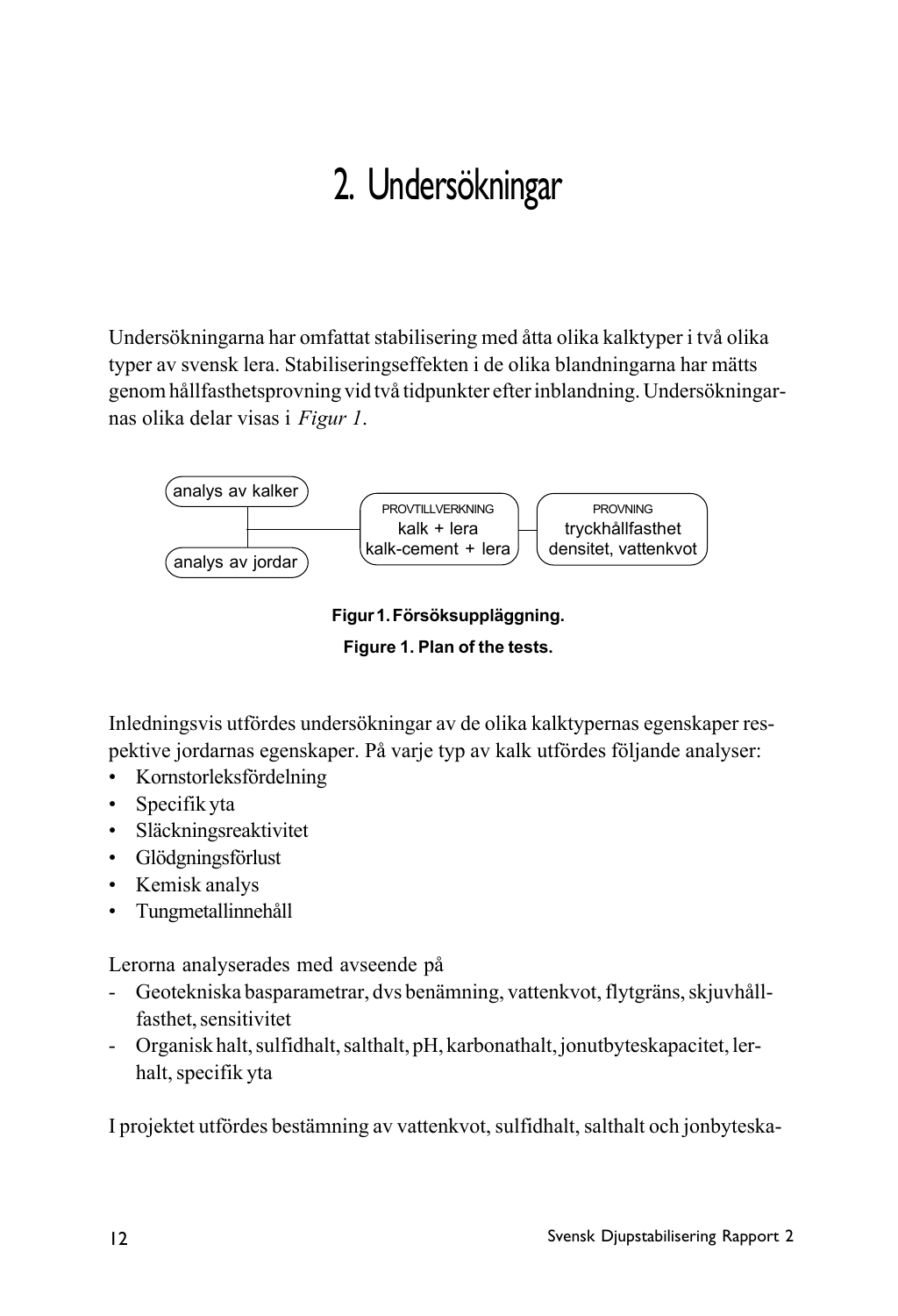# 2. Undersökningar

Undersökningarna har omfattat stabilisering med åtta olika kalktyper i två olika typer av svensk lera. Stabiliseringseffekten i de olika blandningarna har mätts genom hållfasthetsprovning vid två tidpunkter efter inblandning. Undersökningarnas olika delar visas i *Figur 1*.

analys av kalker

analys av jordar

PROVTILLVERKNING
kalk + lera
kalk-cement + lera

PROVNING
tryckhållfasthet
densitet, vattenkvot

**Figur 1. Försöksuppläggning.**

**Figure 1. Plan of the tests.**

Inledningsvis utfördes undersökningar av de olika kalktypernas egenskaper respektive jordarnas egenskaper. På varje typ av kalk utfördes följande analyser:

- Kornstorleksfördelning
- Specifik yta
- Släckningsreaktivitet
- Glödgningsförlust
- Kemisk analys
- Tungmetallinnehåll

Lerorna analyserades med avseende på

- Geotekniska basparametrar, dvs benämning, vattenkvot, flytgräns, skjuvhållfasthet, sensitivitet
- Organisk halt, sulfidhalt, salthalt, pH, karbonathalt, jonutbyteskapacitet, lerhalt, specifik yta

I projektet utfördes bestämning av vattenkvot, sulfidhalt, salthalt och jonbyteska-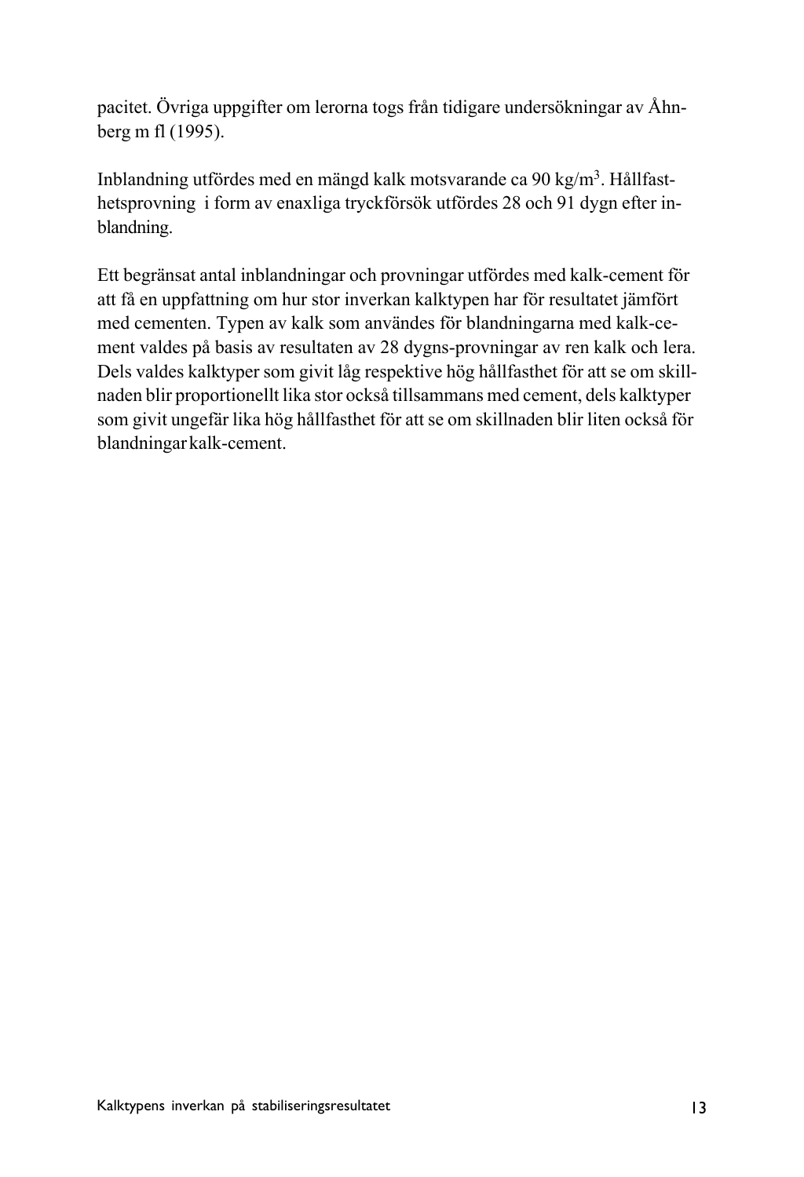pacitet. Övriga uppgifter om lerorna togs från tidigare undersökningar av Åhnberg m fl (1995).

Inblandning utfördes med en mängd kalk motsvarande ca 90 kg/$m^3$. Hållfasthetsprovning i form av enaxliga tryckförsök utfördes 28 och 91 dygn efter inblandning.

Ett begränsat antal inblandningar och provningar utfördes med kalk-cement för att få en uppfattning om hur stor inverkan kalktypen har för resultatet jämfört med cementen. Typen av kalk som användes för blandningarna med kalk-cement valdes på basis av resultaten av 28 dygns-provningar av ren kalk och lera. Dels valdes kalktyper som givit låg respektive hög hållfasthet för att se om skillnaden blir proportionellt lika stor också tillsammans med cement, dels kalktyper som givit ungefär lika hög hållfasthet för att se om skillnaden blir liten också för blandningar kalk-cement.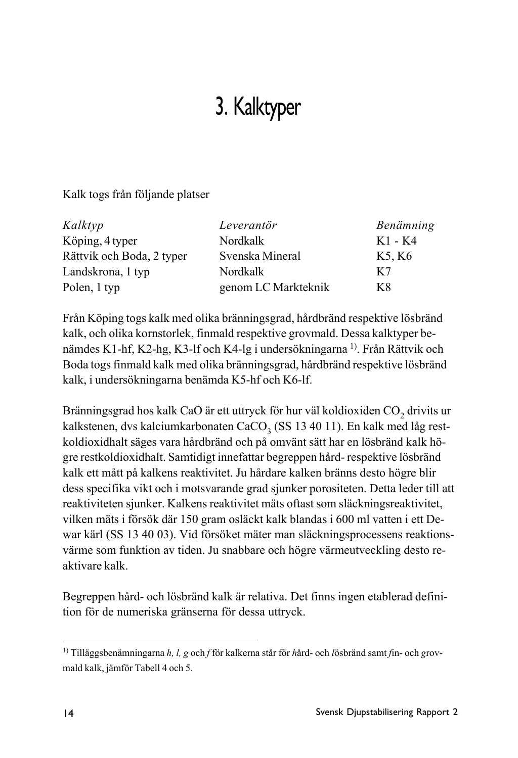# 3. Kalktyper

Kalk togs från följande platser

| *Kalktyp* | *Leverantör* | *Benämning* |
| --- | --- | --- |
| Köping, 4 typer | Nordkalk | K1 - K4 |
| Rättvik och Boda, 2 typer | Svenska Mineral | K5, K6 |
| Landskrona, 1 typ | Nordkalk | K7 |
| Polen, 1 typ | genom LC Markteknik | K8 |

Från Köping togs kalk med olika bränningsgrad, hårdbränd respektive lösbränd kalk, och olika kornstorlek, finmald respektive grovmald. Dessa kalktyper benämdes K1-hf, K2-hg, K3-lf och K4-lg i undersökningarna [1]. Från Rättvik och Boda togs finmald kalk med olika bränningsgrad, hårdbränd respektive lösbränd kalk, i undersökningarna benämda K5-hf och K6-lf.

Bränningsgrad hos kalk CaO är ett uttryck för hur väl koldioxiden $CO_2$ drivits ur kalkstenen, dvs kalciumkarbonaten $CaCO_3$ (SS 13 40 11). En kalk med låg restkoldioxidhalt säges vara hårdbränd och på omvänt sätt har en lösbränd kalk högre restkoldioxidhalt. Samtidigt innefattar begreppen hård- respektive lösbränd kalk ett mått på kalkens reaktivitet. Ju hårdare kalken bränns desto högre blir dess specifika vikt och i motsvarande grad sjunker porositeten. Detta leder till att reaktiviteten sjunker. Kalkens reaktivitet mäts oftast som släckningsreaktivitet, vilken mäts i försök där 150 gram osläckt kalk blandas i 600 ml vatten i ett Dewar kärl (SS 13 40 03). Vid försöket mäter man släckningsprocessens reaktionsvärme som funktion av tiden. Ju snabbare och högre värmeutveckling desto reaktivare kalk.

Begreppen hård- och lösbränd kalk är relativa. Det finns ingen etablerad definition för de numeriska gränserna för dessa uttryck.

---

[1] Tilläggsbenämningarna *h, l, g* och *f* för kalkerna står för *h*ård- och *l*ösbränd samt *f*in- och *g*rovmald kalk, jämför Tabell 4 och 5.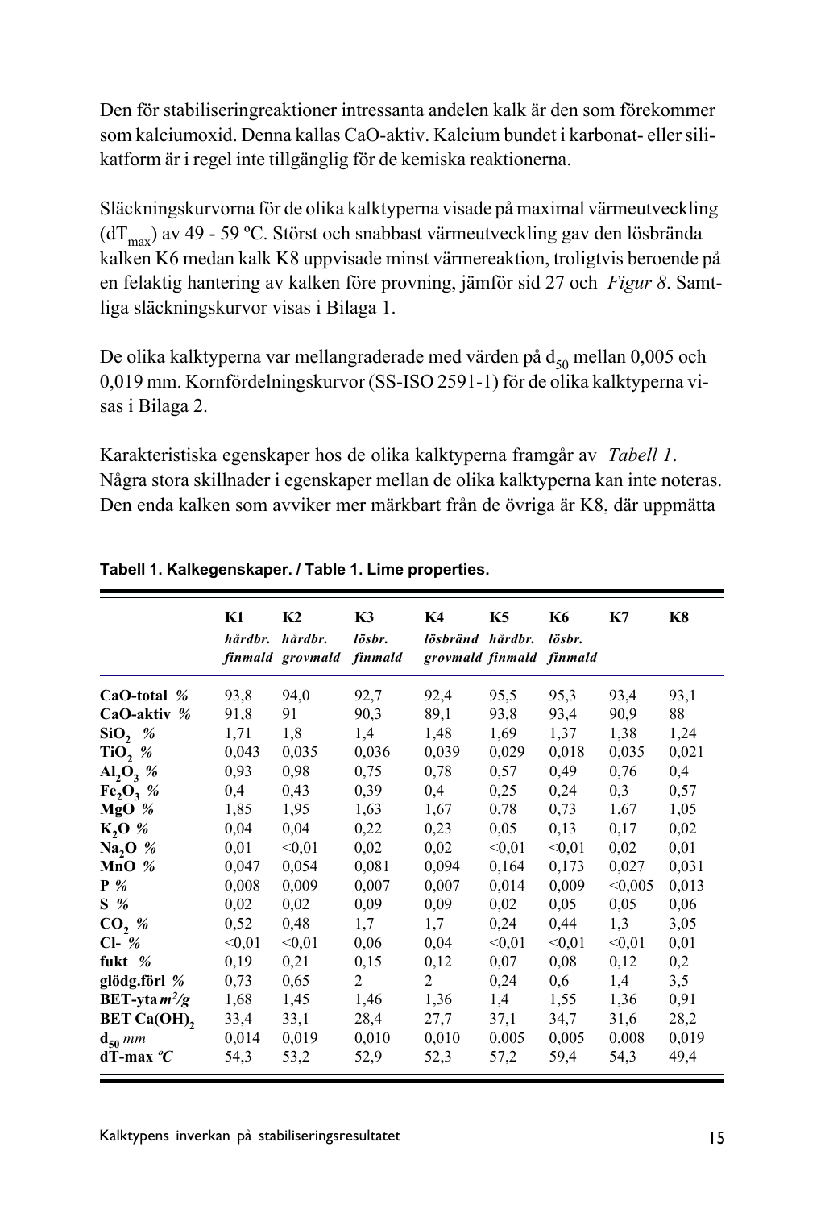Den för stabiliseringreaktioner intressanta andelen kalk är den som förekommer som kalciumoxid. Denna kallas CaO-aktiv. Kalcium bundet i karbonat- eller silikatform är i regel inte tillgänglig för de kemiska reaktionerna.

Släckningskurvorna för de olika kalktyperna visade på maximal värmeutveckling ($dT_{max}$) av 49 - 59 ºC. Störst och snabbast värmeutveckling gav den lösbrända kalken K6 medan kalk K8 uppvisade minst värmereaktion, troligtvis beroende på en felaktig hantering av kalken före provning, jämför sid 27 och *Figur 8*. Samtliga släckningskurvor visas i Bilaga 1.

De olika kalktyperna var mellangraderade med värden på $d_{50}$ mellan 0,005 och 0,019 mm. Kornfördelningskurvor (SS-ISO 2591-1) för de olika kalktyperna visas i Bilaga 2.

Karakteristiska egenskaper hos de olika kalktyperna framgår av *Tabell 1*. Några stora skillnader i egenskaper mellan de olika kalktyperna kan inte noteras. Den enda kalken som avviker mer märkbart från de övriga är K8, där uppmätta

**Tabell 1. Kalkegenskaper. / Table 1. Lime properties.**

| | K1 *hårdbr. finmald* | K2 *hårdbr. grovmald* | K3 *lösbr. finmald* | K4 *lösbränd grovmald* | K5 *hårdbr. finmald* | K6 *lösbr. finmald* | K7 | K8 |
|---|---|---|---|---|---|---|---|---|
| **CaO-total** *%* | 93,8 | 94,0 | 92,7 | 92,4 | 95,5 | 95,3 | 93,4 | 93,1 |
| **CaO-aktiv** *%* | 91,8 | 91 | 90,3 | 89,1 | 93,8 | 93,4 | 90,9 | 88 |
| **$SiO_2$** *%* | 1,71 | 1,8 | 1,4 | 1,48 | 1,69 | 1,37 | 1,38 | 1,24 |
| **$TiO_2$** *%* | 0,043 | 0,035 | 0,036 | 0,039 | 0,029 | 0,018 | 0,035 | 0,021 |
| **$Al_2O_3$** *%* | 0,93 | 0,98 | 0,75 | 0,78 | 0,57 | 0,49 | 0,76 | 0,4 |
| **$Fe_2O_3$** *%* | 0,4 | 0,43 | 0,39 | 0,4 | 0,25 | 0,24 | 0,3 | 0,57 |
| **MgO** *%* | 1,85 | 1,95 | 1,63 | 1,67 | 0,78 | 0,73 | 1,67 | 1,05 |
| **$K_2O$** *%* | 0,04 | 0,04 | 0,22 | 0,23 | 0,05 | 0,13 | 0,17 | 0,02 |
| **$Na_2O$** *%* | 0,01 | <0,01 | 0,02 | 0,02 | <0,01 | <0,01 | 0,02 | 0,01 |
| **MnO** *%* | 0,047 | 0,054 | 0,081 | 0,094 | 0,164 | 0,173 | 0,027 | 0,031 |
| **P** *%* | 0,008 | 0,009 | 0,007 | 0,007 | 0,014 | 0,009 | <0,005 | 0,013 |
| **S** *%* | 0,02 | 0,02 | 0,09 | 0,09 | 0,02 | 0,05 | 0,05 | 0,06 |
| **$CO_2$** *%* | 0,52 | 0,48 | 1,7 | 1,7 | 0,24 | 0,44 | 1,3 | 3,05 |
| **Cl-** *%* | <0,01 | <0,01 | 0,06 | 0,04 | <0,01 | <0,01 | <0,01 | 0,01 |
| **fukt** *%* | 0,19 | 0,21 | 0,15 | 0,12 | 0,07 | 0,08 | 0,12 | 0,2 |
| **glödg.förl** *%* | 0,73 | 0,65 | 2 | 2 | 0,24 | 0,6 | 1,4 | 3,5 |
| **BET-yta** *$m^2/g$* | 1,68 | 1,45 | 1,46 | 1,36 | 1,4 | 1,55 | 1,36 | 0,91 |
| **BET $Ca(OH)_2$** | 33,4 | 33,1 | 28,4 | 27,7 | 37,1 | 34,7 | 31,6 | 28,2 |
| **$d_{50}$** *mm* | 0,014 | 0,019 | 0,010 | 0,010 | 0,005 | 0,005 | 0,008 | 0,019 |
| **dT-max** *ºC* | 54,3 | 53,2 | 52,9 | 52,3 | 57,2 | 59,4 | 54,3 | 49,4 |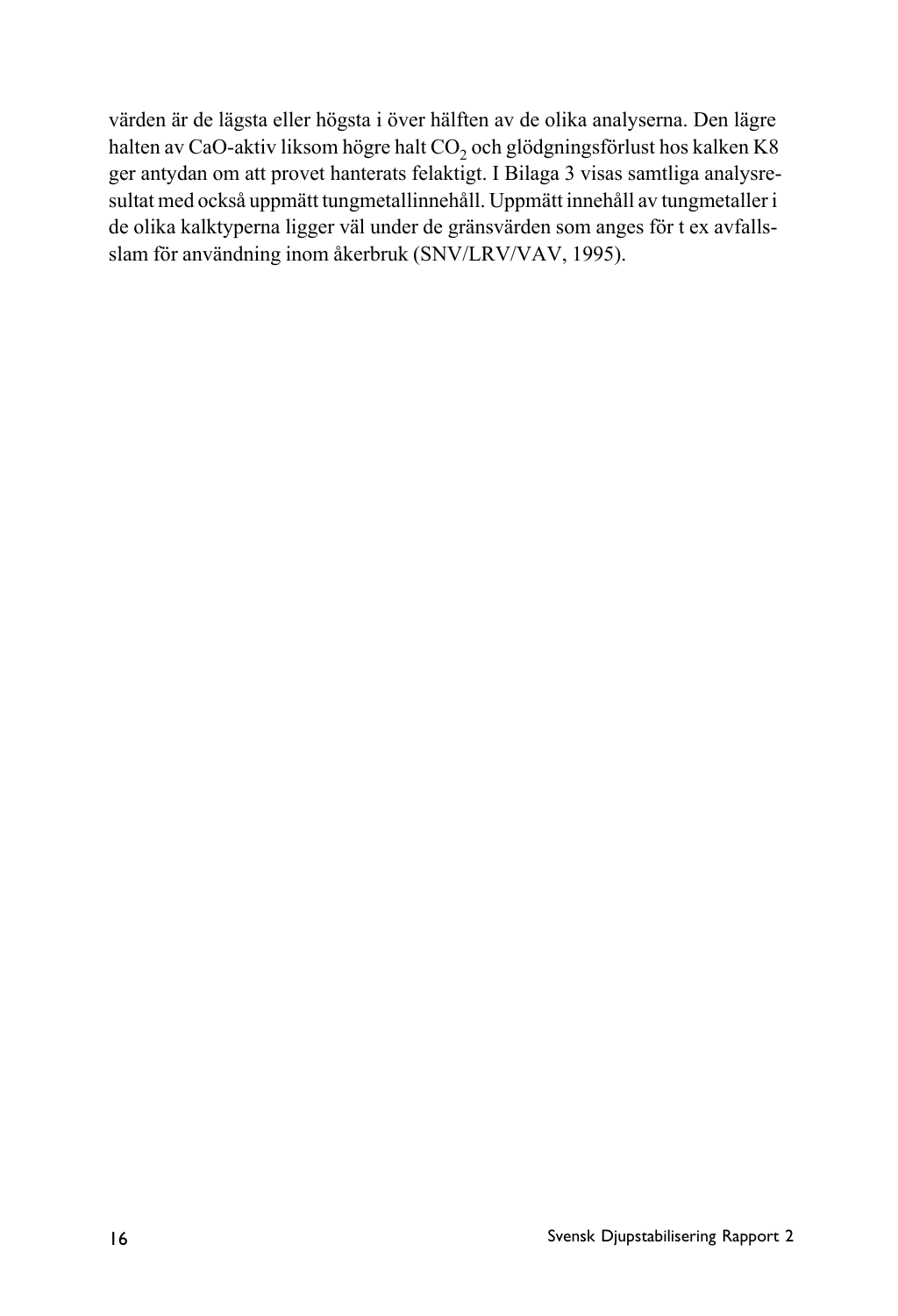värden är de lägsta eller högsta i över hälften av de olika analyserna. Den lägre halten av CaO-aktiv liksom högre halt $CO_2$ och glödgningsförlust hos kalken K8 ger antydan om att provet hanterats felaktigt. I Bilaga 3 visas samtliga analysresultat med också uppmätt tungmetallinnehåll. Uppmätt innehåll av tungmetaller i de olika kalktyperna ligger väl under de gränsvärden som anges för t ex avfallsslam för användning inom åkerbruk (SNV/LRV/VAV, 1995).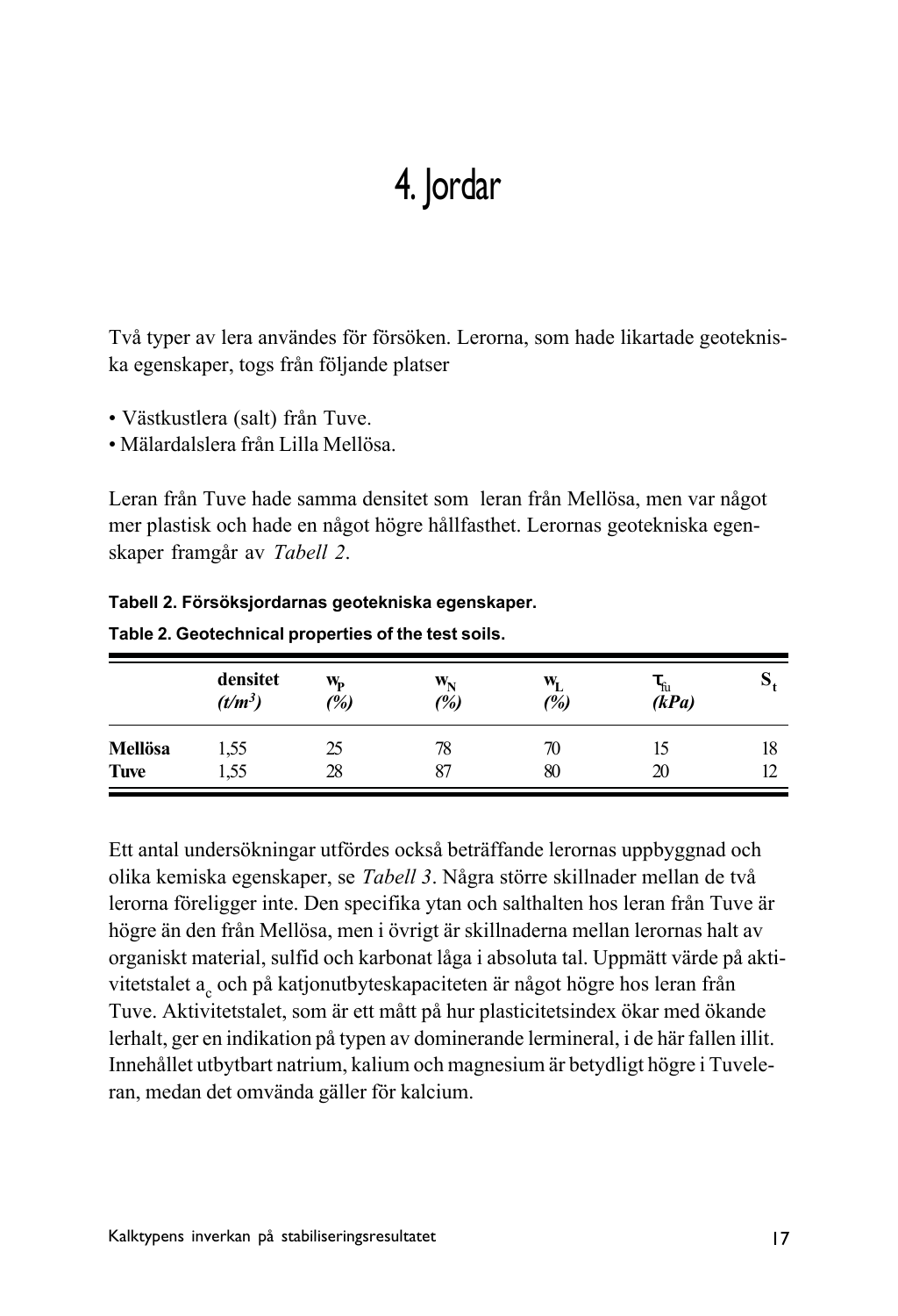# 4. Jordar

Två typer av lera användes för försöken. Lerorna, som hade likartade geotekniska egenskaper, togs från följande platser

- Västkustlera (salt) från Tuve.
- Mälardalslera från Lilla Mellösa.

Leran från Tuve hade samma densitet som leran från Mellösa, men var något mer plastisk och hade en något högre hållfasthet. Lerornas geotekniska egenskaper framgår av *Tabell 2*.

**Tabell 2. Försöksjordarnas geotekniska egenskaper.**

**Table 2. Geotechnical properties of the test soils.**

| | densitet *($t/m^3$)* | $w_P$ *(%)* | $w_N$ *(%)* | $w_L$ *(%)* | $\tau_{fu}$ *(kPa)* | $S_t$ |
|---|---|---|---|---|---|---|
| **Mellösa** | 1,55 | 25 | 78 | 70 | 15 | 18 |
| **Tuve** | 1,55 | 28 | 87 | 80 | 20 | 12 |

Ett antal undersökningar utfördes också beträffande lerornas uppbyggnad och olika kemiska egenskaper, se *Tabell 3*. Några större skillnader mellan de två lerorna föreligger inte. Den specifika ytan och salthalten hos leran från Tuve är högre än den från Mellösa, men i övrigt är skillnaderna mellan lerornas halt av organiskt material, sulfid och karbonat låga i absoluta tal. Uppmätt värde på aktivitetstalet $a_c$ och på katjonutbyteskapaciteten är något högre hos leran från Tuve. Aktivitetstalet, som är ett mått på hur plasticitetsindex ökar med ökande lerhalt, ger en indikation på typen av dominerande lermineral, i de här fallen illit. Innehållet utbytbart natrium, kalium och magnesium är betydligt högre i Tuveleran, medan det omvända gäller för kalcium.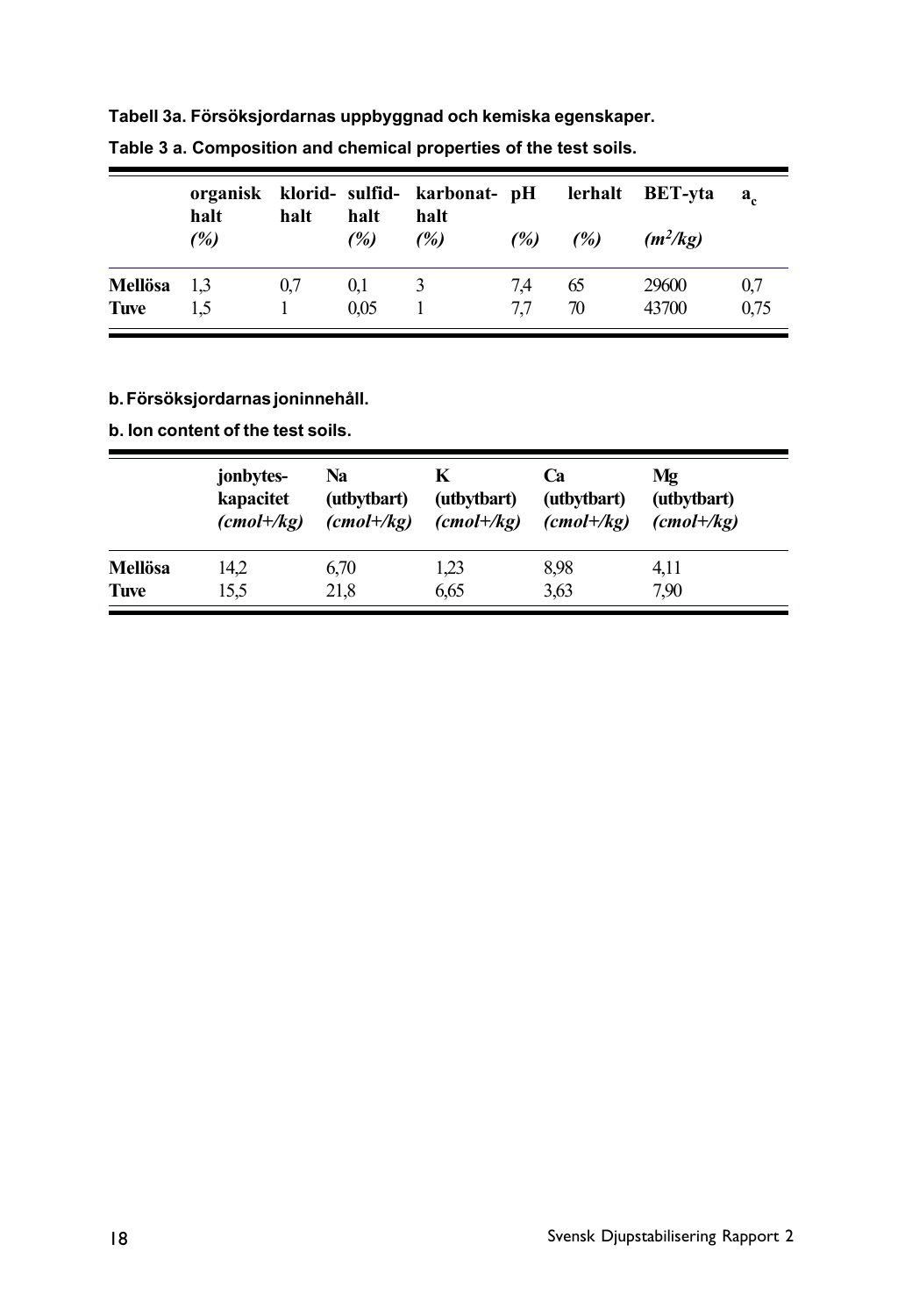**Tabell 3a. Försöksjordarnas uppbyggnad och kemiska egenskaper.**

**Table 3 a. Composition and chemical properties of the test soils.**

| | organisk halt *(%)* | klorid-halt | sulfid-halt *(%)* | karbonat-halt *(%)* | pH *(%)* | lerhalt *(%)* | BET-yta *($m^2/kg$)* | $a_c$ |
|---|---|---|---|---|---|---|---|---|
| **Mellösa** | 1,3 | 0,7 | 0,1 | 3 | 7,4 | 65 | 29600 | 0,7 |
| **Tuve** | 1,5 | 1 | 0,05 | 1 | 7,7 | 70 | 43700 | 0,75 |

**b. Försöksjordarnas joninnehåll.**

**b. Ion content of the test soils.**

| | jonbytes-kapacitet *(cmol+/kg)* | Na (utbytbart) *(cmol+/kg)* | K (utbytbart) *(cmol+/kg)* | Ca (utbytbart) *(cmol+/kg)* | Mg (utbytbart) *(cmol+/kg)* |
|---|---|---|---|---|---|
| **Mellösa** | 14,2 | 6,70 | 1,23 | 8,98 | 4,11 |
| **Tuve** | 15,5 | 21,8 | 6,65 | 3,63 | 7,90 |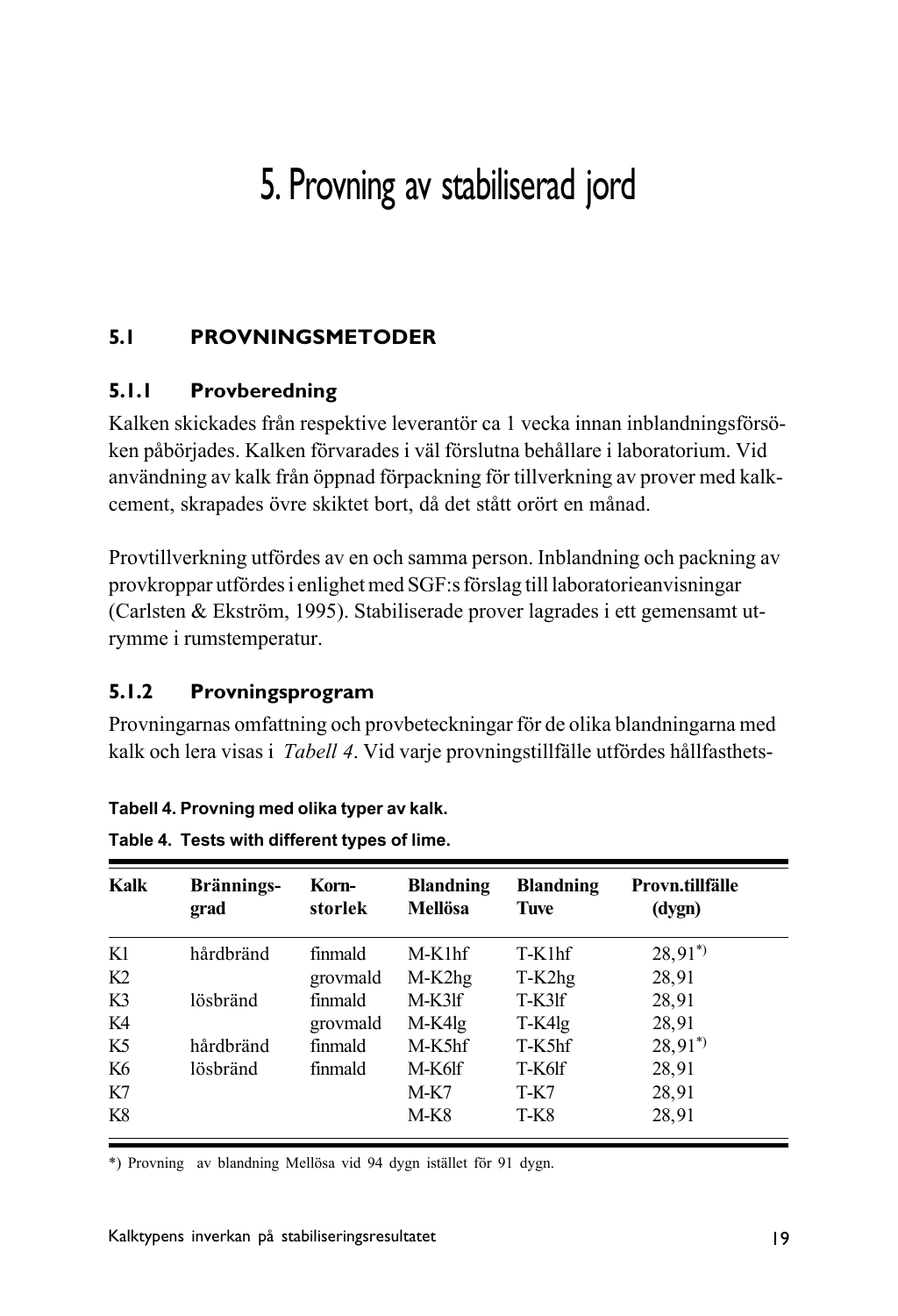# 5. Provning av stabiliserad jord

## 5.1 PROVNINGSMETODER

### 5.1.1 Provberedning

Kalken skickades från respektive leverantör ca 1 vecka innan inblandningsförsöken påbörjades. Kalken förvarades i väl förslutna behållare i laboratorium. Vid användning av kalk från öppnad förpackning för tillverkning av prover med kalkcement, skrapades övre skiktet bort, då det stått orört en månad.

Provtillverkning utfördes av en och samma person. Inblandning och packning av provkroppar utfördes i enlighet med SGF:s förslag till laboratorieanvisningar (Carlsten & Ekström, 1995). Stabiliserade prover lagrades i ett gemensamt utrymme i rumstemperatur.

### 5.1.2 Provningsprogram

Provningarnas omfattning och provbeteckningar för de olika blandningarna med kalk och lera visas i *Tabell 4*. Vid varje provningstillfälle utfördes hållfasthets-

**Tabell 4. Provning med olika typer av kalk.**

**Table 4. Tests with different types of lime.**

| Kalk | Brännings-grad | Korn-storlek | Blandning Mellösa | Blandning Tuve | Provn.tillfälle (dygn) |
|---|---|---|---|---|---|
| K1 | hårdbränd | finmald | M-K1hf | T-K1hf | 28,91*) |
| K2 | | grovmald | M-K2hg | T-K2hg | 28,91 |
| K3 | lösbränd | finmald | M-K3lf | T-K3lf | 28,91 |
| K4 | | grovmald | M-K4lg | T-K4lg | 28,91 |
| K5 | hårdbränd | finmald | M-K5hf | T-K5hf | 28,91*) |
| K6 | lösbränd | finmald | M-K6lf | T-K6lf | 28,91 |
| K7 | | | M-K7 | T-K7 | 28,91 |
| K8 | | | M-K8 | T-K8 | 28,91 |

*) Provning av blandning Mellösa vid 94 dygn istället för 91 dygn.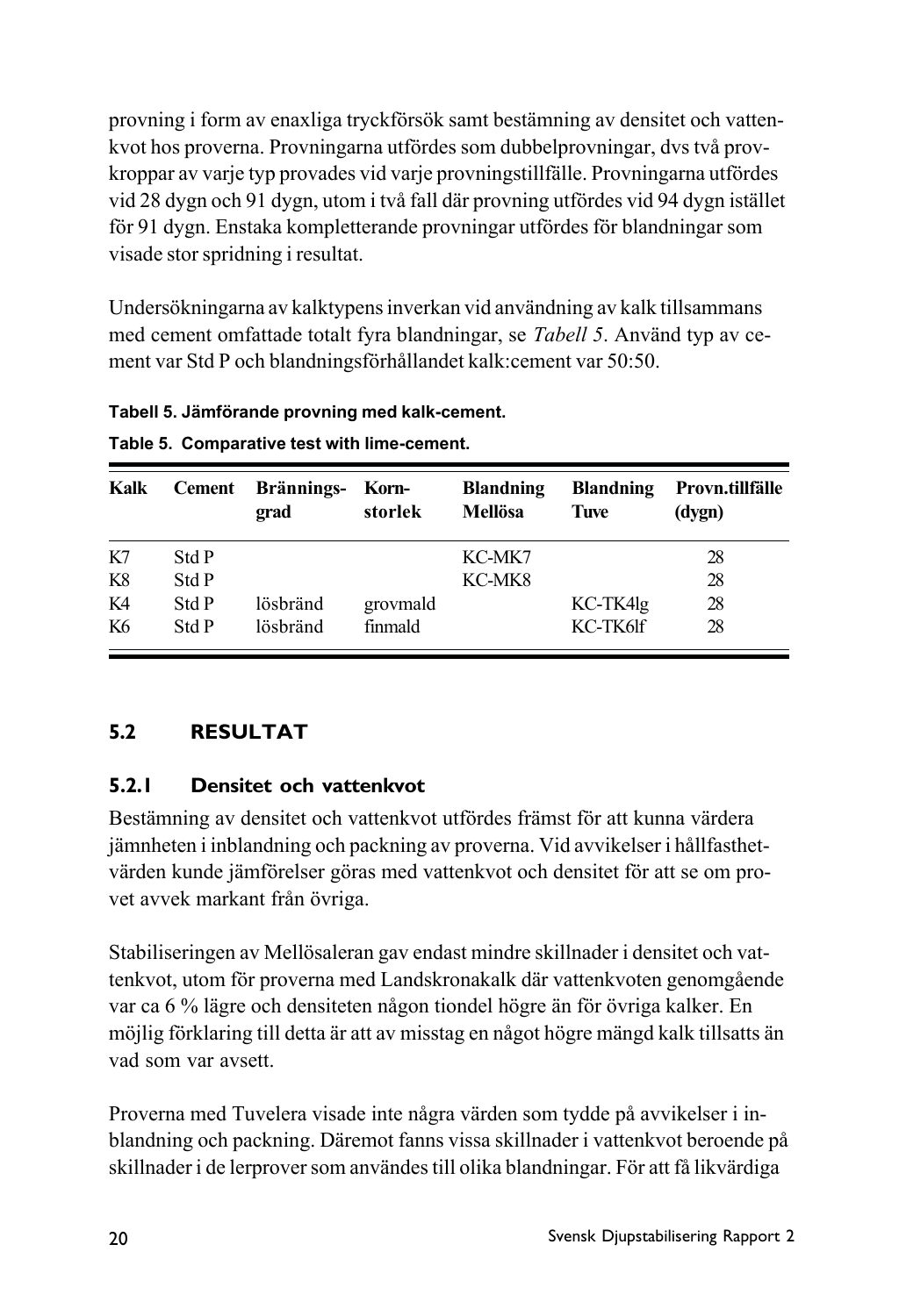provning i form av enaxliga tryckförsök samt bestämning av densitet och vattenkvot hos proverna. Provningarna utfördes som dubbelprovningar, dvs två provkroppar av varje typ provades vid varje provningstillfälle. Provningarna utfördes vid 28 dygn och 91 dygn, utom i två fall där provning utfördes vid 94 dygn istället för 91 dygn. Enstaka kompletterande provningar utfördes för blandningar som visade stor spridning i resultat.

Undersökningarna av kalktypens inverkan vid användning av kalk tillsammans med cement omfattade totalt fyra blandningar, se *Tabell 5*. Använd typ av cement var Std P och blandningsförhållandet kalk:cement var 50:50.

**Tabell 5. Jämförande provning med kalk-cement.**

**Table 5. Comparative test with lime-cement.**

| Kalk | Cement | Bränningsgrad | Kornstorlek | Blandning Mellösa | Blandning Tuve | Provn.tillfälle (dygn) |
|---|---|---|---|---|---|---|
| K7 | Std P | | | KC-MK7 | | 28 |
| K8 | Std P | | | KC-MK8 | | 28 |
| K4 | Std P | lösbränd | grovmald | | KC-TK4lg | 28 |
| K6 | Std P | lösbränd | finmald | | KC-TK6lf | 28 |

## 5.2 RESULTAT

### 5.2.1 Densitet och vattenkvot

Bestämning av densitet och vattenkvot utfördes främst för att kunna värdera jämnheten i inblandning och packning av proverna. Vid avvikelser i hållfasthetvärden kunde jämförelser göras med vattenkvot och densitet för att se om provet avvek markant från övriga.

Stabiliseringen av Mellösaleran gav endast mindre skillnader i densitet och vattenkvot, utom för proverna med Landskronakalk där vattenkvoten genomgående var ca 6 % lägre och densiteten någon tiondel högre än för övriga kalker. En möjlig förklaring till detta är att av misstag en något högre mängd kalk tillsatts än vad som var avsett.

Proverna med Tuvelera visade inte några värden som tydde på avvikelser i inblandning och packning. Däremot fanns vissa skillnader i vattenkvot beroende på skillnader i de lerprover som användes till olika blandningar. För att få likvärdiga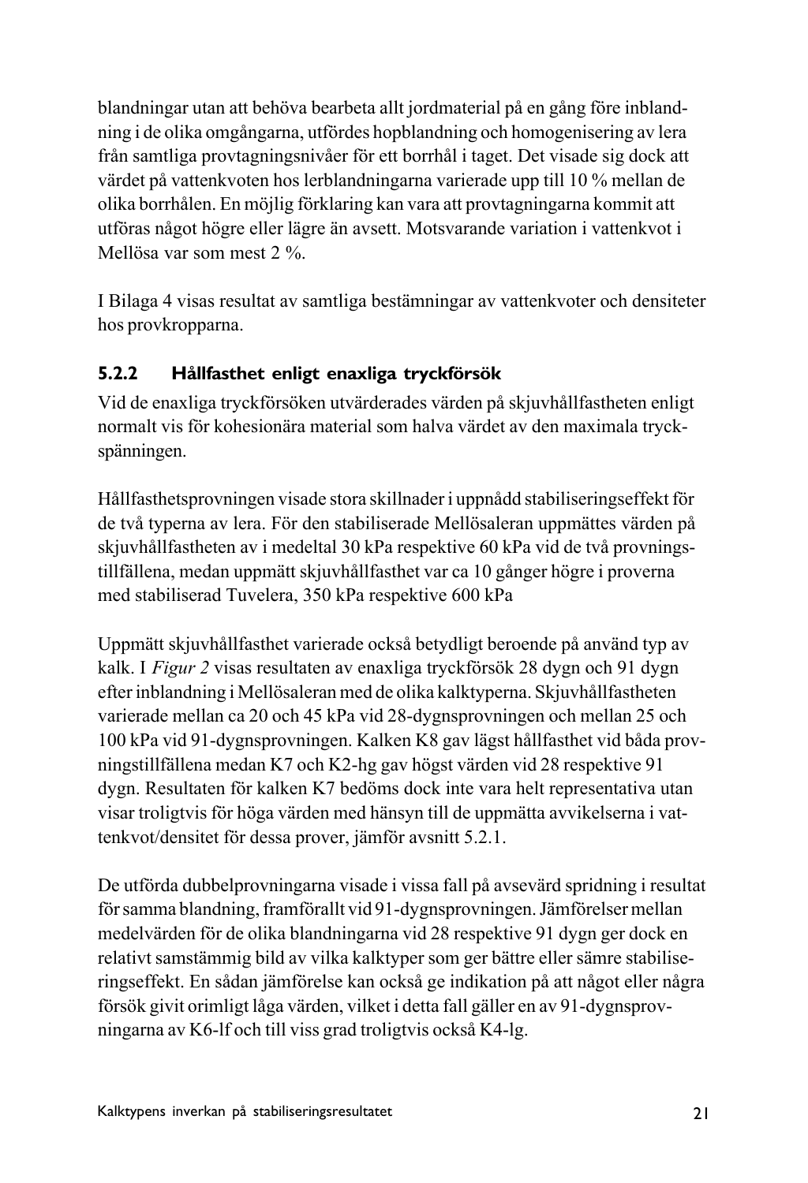blandningar utan att behöva bearbeta allt jordmaterial på en gång före inblandning i de olika omgångarna, utfördes hopblandning och homogenisering av lera från samtliga provtagningsnivåer för ett borrhål i taget. Det visade sig dock att värdet på vattenkvoten hos lerblandningarna varierade upp till 10 % mellan de olika borrhålen. En möjlig förklaring kan vara att provtagningarna kommit att utföras något högre eller lägre än avsett. Motsvarande variation i vattenkvot i Mellösa var som mest 2 %.

I Bilaga 4 visas resultat av samtliga bestämningar av vattenkvoter och densiteter hos provkropparna.

### 5.2.2 Hållfasthet enligt enaxliga tryckförsök

Vid de enaxliga tryckförsöken utvärderades värden på skjuvhållfastheten enligt normalt vis för kohesionära material som halva värdet av den maximala tryckspänningen.

Hållfasthetsprovningen visade stora skillnader i uppnådd stabiliseringseffekt för de två typerna av lera. För den stabiliserade Mellösaleran uppmättes värden på skjuvhållfastheten av i medeltal 30 kPa respektive 60 kPa vid de två provningstillfällena, medan uppmätt skjuvhållfasthet var ca 10 gånger högre i proverna med stabiliserad Tuvelera, 350 kPa respektive 600 kPa

Uppmätt skjuvhållfasthet varierade också betydligt beroende på använd typ av kalk. I *Figur 2* visas resultaten av enaxliga tryckförsök 28 dygn och 91 dygn efter inblandning i Mellösaleran med de olika kalktyperna. Skjuvhållfastheten varierade mellan ca 20 och 45 kPa vid 28-dygnsprovningen och mellan 25 och 100 kPa vid 91-dygnsprovningen. Kalken K8 gav lägst hållfasthet vid båda provningstillfällena medan K7 och K2-hg gav högst värden vid 28 respektive 91 dygn. Resultaten för kalken K7 bedöms dock inte vara helt representativa utan visar troligtvis för höga värden med hänsyn till de uppmätta avvikelserna i vattenkvot/densitet för dessa prover, jämför avsnitt 5.2.1.

De utförda dubbelprovningarna visade i vissa fall på avsevärd spridning i resultat för samma blandning, framförallt vid 91-dygnsprovningen. Jämförelser mellan medelvärden för de olika blandningarna vid 28 respektive 91 dygn ger dock en relativt samstämmig bild av vilka kalktyper som ger bättre eller sämre stabiliseringseffekt. En sådan jämförelse kan också ge indikation på att något eller några försök givit orimligt låga värden, vilket i detta fall gäller en av 91-dygnsprovningarna av K6-lf och till viss grad troligtvis också K4-lg.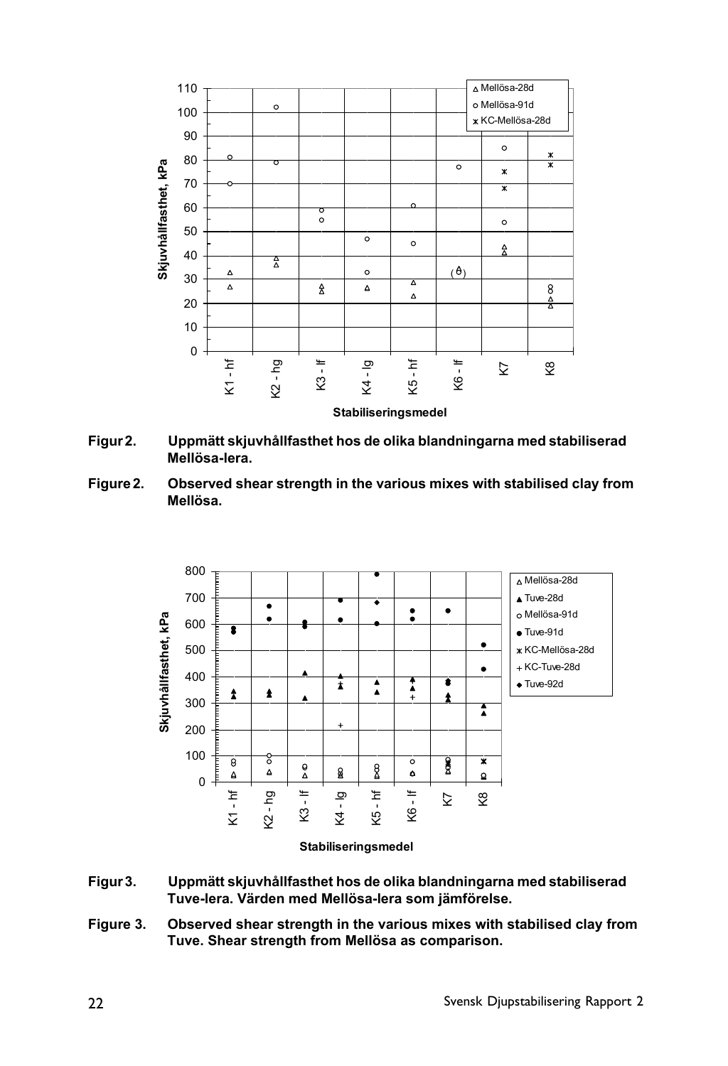**Figur 2. Uppmätt skjuvhållfasthet hos de olika blandningarna med stabiliserad Mellösa-lera.**

**Figure 2. Observed shear strength in the various mixes with stabilised clay from Mellösa.**

**Figur 3. Uppmätt skjuvhållfasthet hos de olika blandningarna med stabiliserad Tuve-lera. Värden med Mellösa-lera som jämförelse.**

**Figure 3. Observed shear strength in the various mixes with stabilised clay from Tuve. Shear strength from Mellösa as comparison.**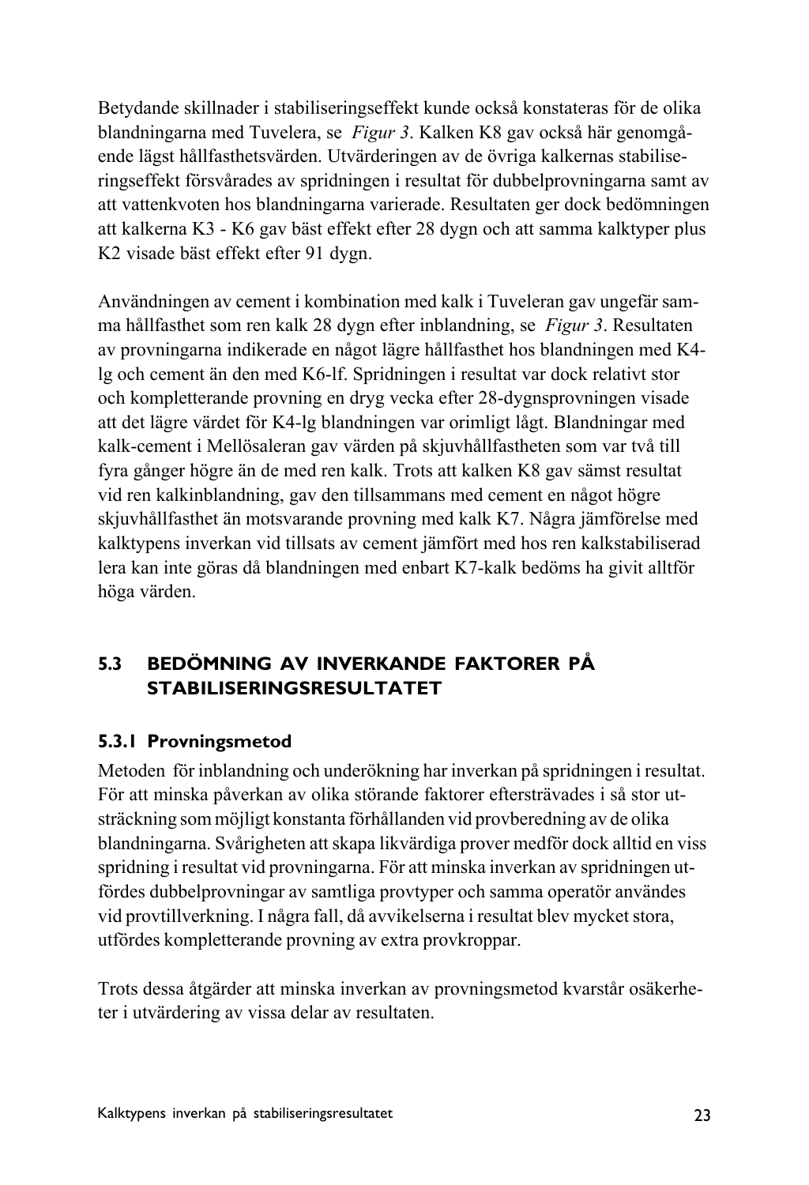Betydande skillnader i stabiliseringseffekt kunde också konstateras för de olika blandningarna med Tuvelera, se *Figur 3*. Kalken K8 gav också här genomgående lägst hållfasthetsvärden. Utvärderingen av de övriga kalkernas stabiliseringseffekt försvårades av spridningen i resultat för dubbelprovningarna samt av att vattenkvoten hos blandningarna varierade. Resultaten ger dock bedömningen att kalkerna K3 - K6 gav bäst effekt efter 28 dygn och att samma kalktyper plus K2 visade bäst effekt efter 91 dygn.

Användningen av cement i kombination med kalk i Tuveleran gav ungefär samma hållfasthet som ren kalk 28 dygn efter inblandning, se *Figur 3*. Resultaten av provningarna indikerade en något lägre hållfasthet hos blandningen med K4-lg och cement än den med K6-lf. Spridningen i resultat var dock relativt stor och kompletterande provning en dryg vecka efter 28-dygnsprovningen visade att det lägre värdet för K4-lg blandningen var orimligt lågt. Blandningar med kalk-cement i Mellösaleran gav värden på skjuvhållfastheten som var två till fyra gånger högre än de med ren kalk. Trots att kalken K8 gav sämst resultat vid ren kalkinblandning, gav den tillsammans med cement en något högre skjuvhållfasthet än motsvarande provning med kalk K7. Några jämförelse med kalktypens inverkan vid tillsats av cement jämfört med hos ren kalkstabiliserad lera kan inte göras då blandningen med enbart K7-kalk bedöms ha givit alltför höga värden.

## 5.3 BEDÖMNING AV INVERKANDE FAKTORER PÅ STABILISERINGSRESULTATET

### 5.3.1 Provningsmetod

Metoden för inblandning och underökning har inverkan på spridningen i resultat. För att minska påverkan av olika störande faktorer eftersträvades i så stor utsträckning som möjligt konstanta förhållanden vid provberedning av de olika blandningarna. Svårigheten att skapa likvärdiga prover medför dock alltid en viss spridning i resultat vid provningarna. För att minska inverkan av spridningen utfördes dubbelprovningar av samtliga provtyper och samma operatör användes vid provtillverkning. I några fall, då avvikelserna i resultat blev mycket stora, utfördes kompletterande provning av extra provkroppar.

Trots dessa åtgärder att minska inverkan av provningsmetod kvarstår osäkerheter i utvärdering av vissa delar av resultaten.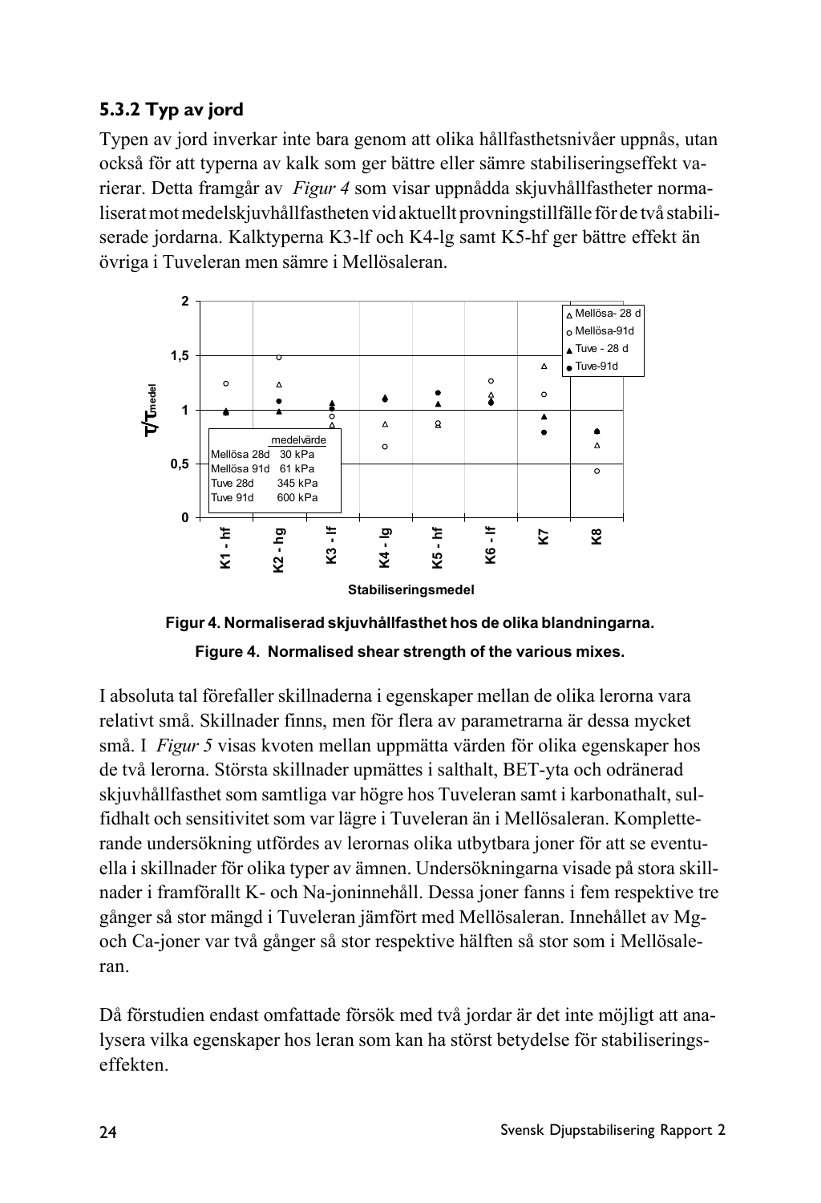### 5.3.2 Typ av jord

Typen av jord inverkar inte bara genom att olika hållfasthetsnivåer uppnås, utan också för att typerna av kalk som ger bättre eller sämre stabiliseringseffekt varierar. Detta framgår av *Figur 4* som visar uppnådda skjuvhållfastheter normaliserat mot medelskjuvhållfastheten vid aktuellt provningstillfälle för de två stabiliserade jordarna. Kalktyperna K3-lf och K4-lg samt K5-hf ger bättre effekt än övriga i Tuveleran men sämre i Mellösaleran.

**Figur 4. Normaliserad skjuvhållfasthet hos de olika blandningarna.**

**Figure 4. Normalised shear strength of the various mixes.**

I absoluta tal förefaller skillnaderna i egenskaper mellan de olika lerorna vara relativt små. Skillnader finns, men för flera av parametrarna är dessa mycket små. I *Figur 5* visas kvoten mellan uppmätta värden för olika egenskaper hos de två lerorna. Största skillnader upmättes i salthalt, BET-yta och odränerad skjuvhållfasthet som samtliga var högre hos Tuveleran samt i karbonathalt, sulfidhalt och sensitivitet som var lägre i Tuveleran än i Mellösaleran. Kompletterande undersökning utfördes av lerornas olika utbytbara joner för att se eventuella i skillnader för olika typer av ämnen. Undersökningarna visade på stora skillnader i framförallt K- och Na-joninnehåll. Dessa joner fanns i fem respektive tre gånger så stor mängd i Tuveleran jämfört med Mellösaleran. Innehållet av Mg- och Ca-joner var två gånger så stor respektive hälften så stor som i Mellösaleran.

Då förstudien endast omfattade försök med två jordar är det inte möjligt att analysera vilka egenskaper hos leran som kan ha störst betydelse för stabiliseringseffekten.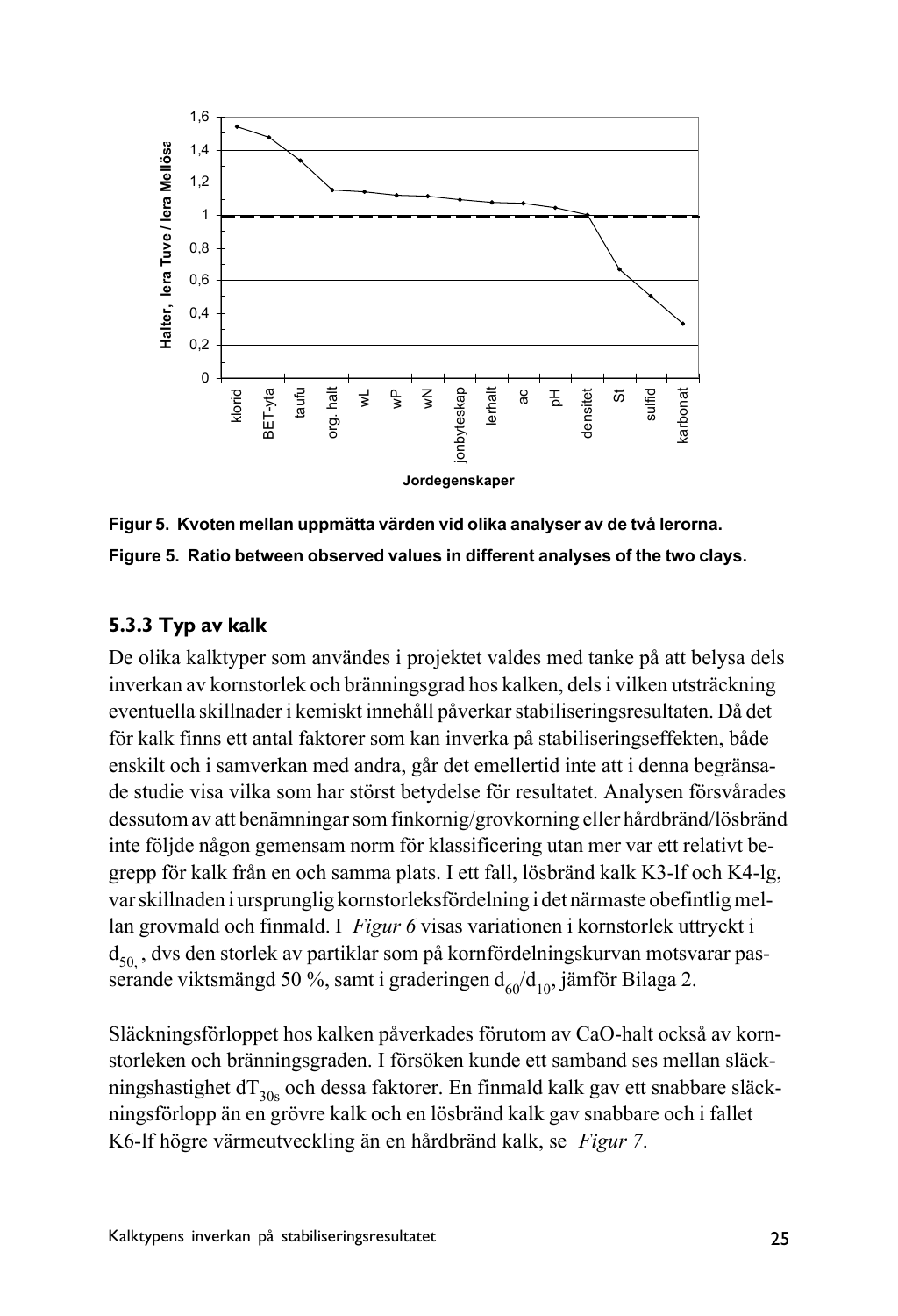Figur 5. Kvoten mellan uppmätta värden vid olika analyser av de två lerorna.

Figure 5. Ratio between observed values in different analyses of the two clays.

### 5.3.3 Typ av kalk

De olika kalktyper som användes i projektet valdes med tanke på att belysa dels inverkan av kornstorlek och bränningsgrad hos kalken, dels i vilken utsträckning eventuella skillnader i kemiskt innehåll påverkar stabiliseringsresultaten. Då det för kalk finns ett antal faktorer som kan inverka på stabiliseringseffekten, både enskilt och i samverkan med andra, går det emellertid inte att i denna begränsade studie visa vilka som har störst betydelse för resultatet. Analysen försvårades dessutom av att benämningar som finkornig/grovkorning eller hårdbränd/lösbränd inte följde någon gemensam norm för klassificering utan mer var ett relativt begrepp för kalk från en och samma plats. I ett fall, lösbränd kalk K3-lf och K4-lg, var skillnaden i ursprunglig kornstorleksfördelning i det närmaste obefintlig mellan grovmald och finmald. I *Figur 6* visas variationen i kornstorlek uttryckt i $d_{50}$, dvs den storlek av partiklar som på kornfördelningskurvan motsvarar passerande viktsmängd 50 %, samt i graderingen $d_{60}/d_{10}$, jämför Bilaga 2.

Släckningsförloppet hos kalken påverkades förutom av CaO-halt också av kornstorleken och bränningsgraden. I försöken kunde ett samband ses mellan släckningshastighet $dT_{30s}$ och dessa faktorer. En finmald kalk gav ett snabbare släckningsförlopp än en grövre kalk och en lösbränd kalk gav snabbare och i fallet K6-lf högre värmeutveckling än en hårdbränd kalk, se *Figur 7*.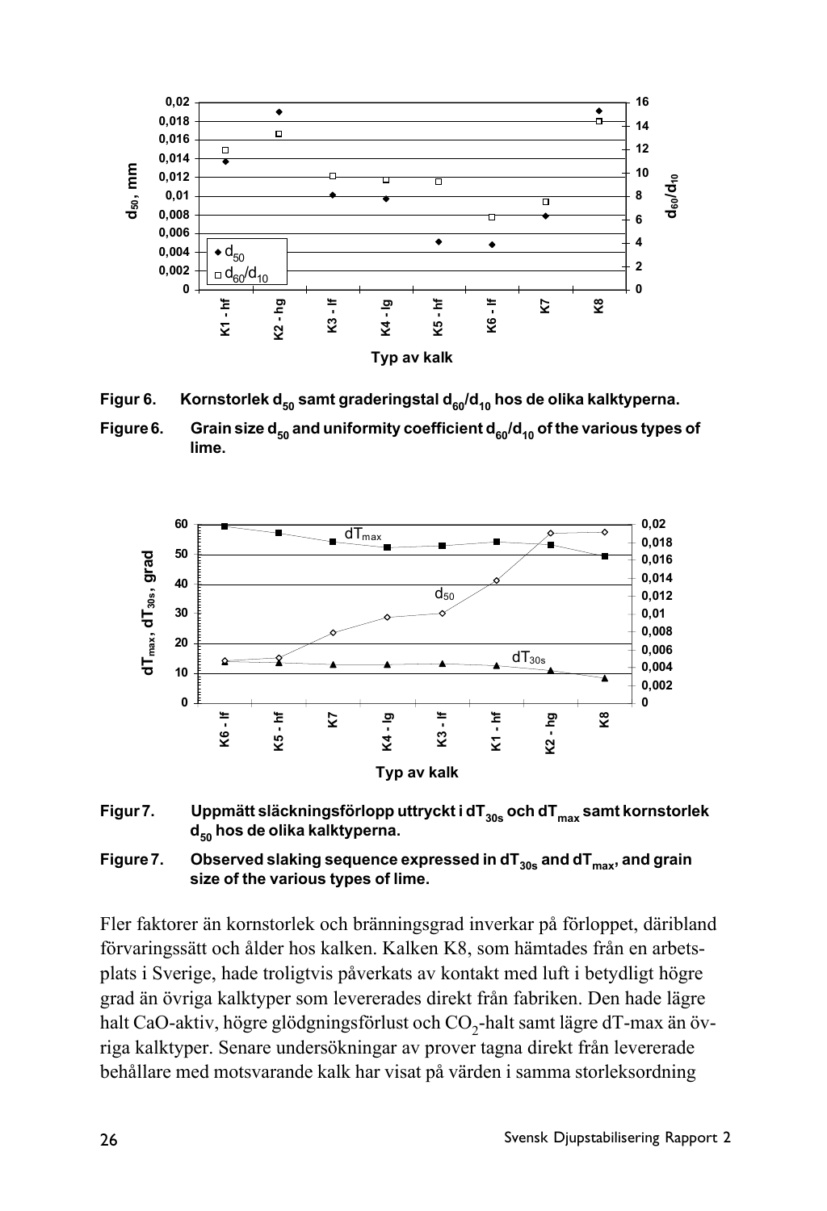Figur 6. Kornstorlek $d_{50}$ samt graderingstal $d_{60}/d_{10}$ hos de olika kalktyperna.

Figure 6. Grain size $d_{50}$ and uniformity coefficient $d_{60}/d_{10}$ of the various types of lime.

Figur 7. Uppmätt släckningsförlopp uttryckt i $dT_{30s}$ och $dT_{max}$ samt kornstorlek $d_{50}$ hos de olika kalktyperna.

Figure 7. Observed slaking sequence expressed in $dT_{30s}$ and $dT_{max}$, and grain size of the various types of lime.

Fler faktorer än kornstorlek och bränningsgrad inverkar på förloppet, däribland förvaringssätt och ålder hos kalken. Kalken K8, som hämtades från en arbetsplats i Sverige, hade troligtvis påverkats av kontakt med luft i betydligt högre grad än övriga kalktyper som levererades direkt från fabriken. Den hade lägre halt CaO-aktiv, högre glödgningsförlust och $CO_2$-halt samt lägre dT-max än övriga kalktyper. Senare undersökningar av prover tagna direkt från levererade behållare med motsvarande kalk har visat på värden i samma storleksordning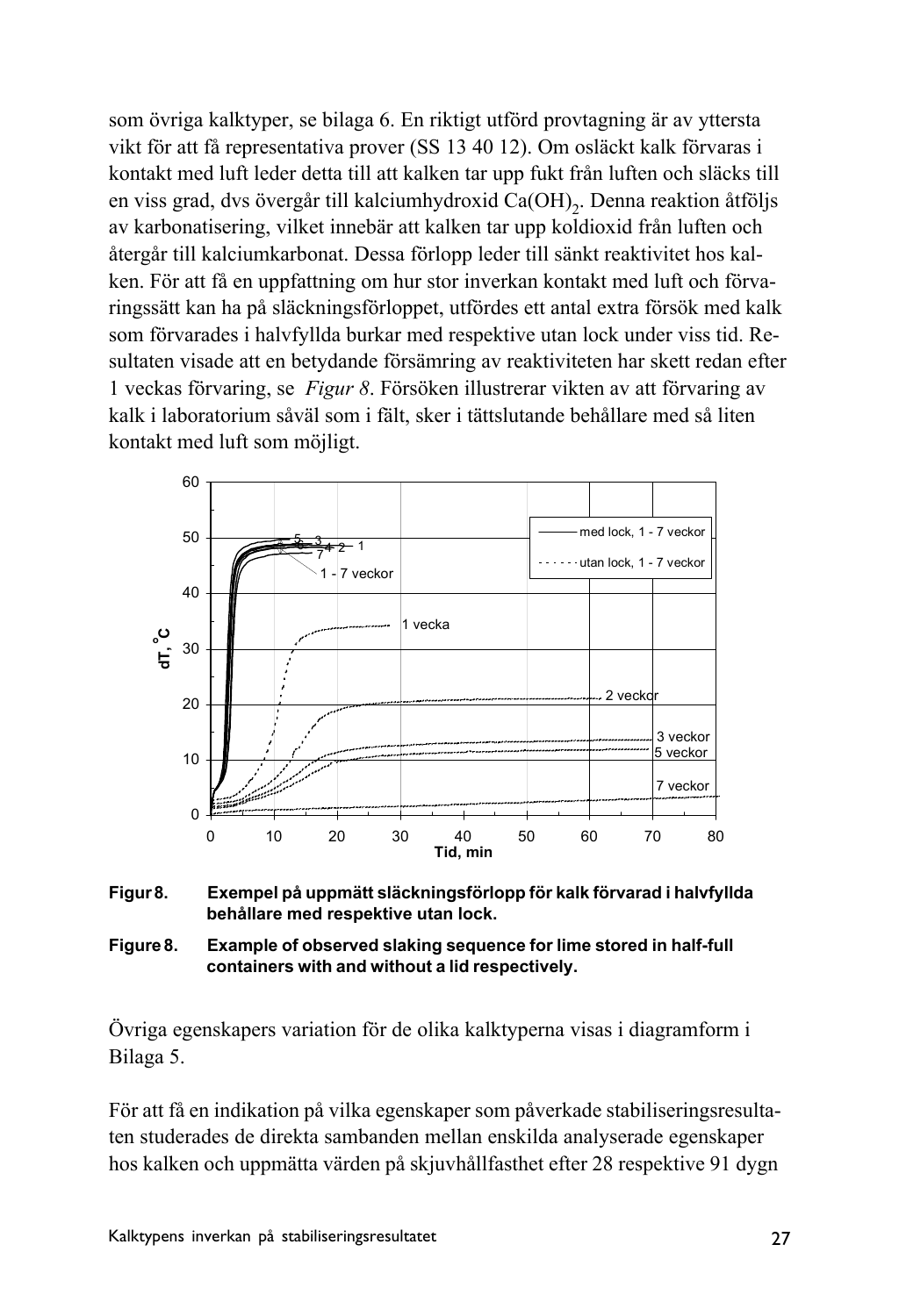som övriga kalktyper, se bilaga 6. En riktigt utförd provtagning är av yttersta vikt för att få representativa prover (SS 13 40 12). Om osläckt kalk förvaras i kontakt med luft leder detta till att kalken tar upp fukt från luften och släcks till en viss grad, dvs övergår till kalciumhydroxid $Ca(OH)_2$. Denna reaktion åtföljs av karbonatisering, vilket innebär att kalken tar upp koldioxid från luften och återgår till kalciumkarbonat. Dessa förlopp leder till sänkt reaktivitet hos kalken. För att få en uppfattning om hur stor inverkan kontakt med luft och förvaringssätt kan ha på släckningsförloppet, utfördes ett antal extra försök med kalk som förvarades i halvfyllda burkar med respektive utan lock under viss tid. Resultaten visade att en betydande försämring av reaktiviteten har skett redan efter 1 veckas förvaring, se *Figur 8*. Försöken illustrerar vikten av att förvaring av kalk i laboratorium såväl som i fält, sker i tättslutande behållare med så liten kontakt med luft som möjligt.

**Figur 8. Exempel på uppmätt släckningsförlopp för kalk förvarad i halvfyllda behållare med respektive utan lock.**

**Figure 8. Example of observed slaking sequence for lime stored in half-full containers with and without a lid respectively.**

Övriga egenskapers variation för de olika kalktyperna visas i diagramform i Bilaga 5.

För att få en indikation på vilka egenskaper som påverkade stabiliseringsresultaten studerades de direkta sambanden mellan enskilda analyserade egenskaper hos kalken och uppmätta värden på skjuvhållfasthet efter 28 respektive 91 dygn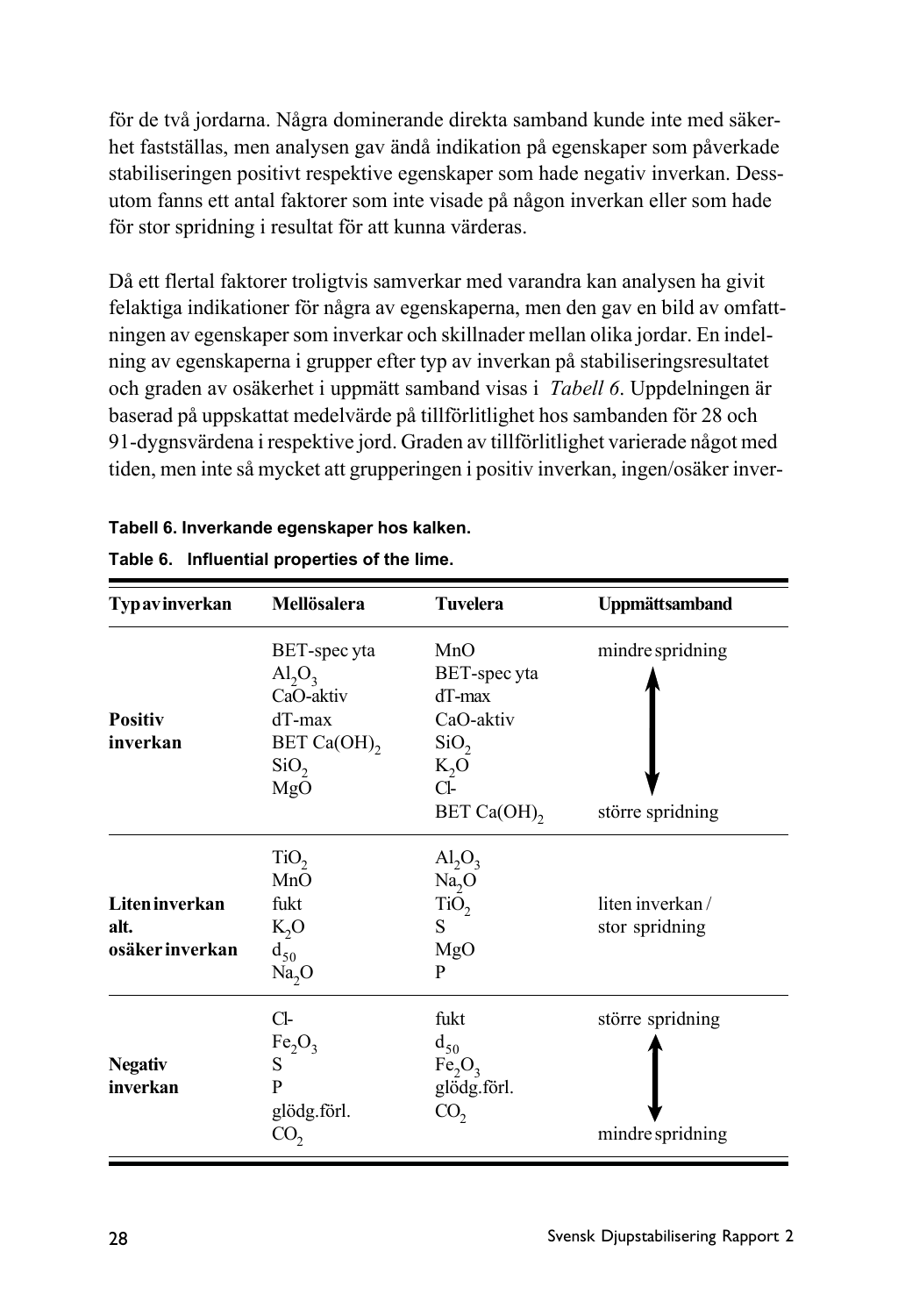för de två jordarna. Några dominerande direkta samband kunde inte med säkerhet fastställas, men analysen gav ändå indikation på egenskaper som påverkade stabiliseringen positivt respektive egenskaper som hade negativ inverkan. Dessutom fanns ett antal faktorer som inte visade på någon inverkan eller som hade för stor spridning i resultat för att kunna värderas.

Då ett flertal faktorer troligtvis samverkar med varandra kan analysen ha givit felaktiga indikationer för några av egenskaperna, men den gav en bild av omfattningen av egenskaper som inverkar och skillnader mellan olika jordar. En indelning av egenskaperna i grupper efter typ av inverkan på stabiliseringsresultatet och graden av osäkerhet i uppmätt samband visas i *Tabell 6*. Uppdelningen är baserad på uppskattat medelvärde på tillförlitlighet hos sambanden för 28 och 91-dygnsvärdena i respektive jord. Graden av tillförlitlighet varierade något med tiden, men inte så mycket att grupperingen i positiv inverkan, ingen/osäker inver-

**Tabell 6. Inverkande egenskaper hos kalken.**

**Table 6. Influential properties of the lime.**

| Typ av inverkan | Mellösalera | Tuvelera | Uppmätt samband |
|---|---|---|---|
| **Positiv inverkan** | BET-spec yta<br>$Al_2O_3$<br>CaO-aktiv<br>dT-max<br>BET $Ca(OH)_2$<br>$SiO_2$<br>MgO | MnO<br>BET-spec yta<br>dT-max<br>CaO-aktiv<br>$SiO_2$<br>$K_2O$<br>Cl-<br>BET $Ca(OH)_2$ | mindre spridning<br>↕<br>större spridning |
| **Liten inverkan alt. osäker inverkan** | $TiO_2$<br>MnO<br>fukt<br>$K_2O$<br>$d_{50}$<br>$Na_2O$ | $Al_2O_3$<br>$Na_2O$<br>$TiO_2$<br>S<br>MgO<br>P | liten inverkan / stor spridning |
| **Negativ inverkan** | Cl-<br>$Fe_2O_3$<br>S<br>P<br>glödg.förl.<br>$CO_2$ | fukt<br>$d_{50}$<br>$Fe_2O_3$<br>glödg.förl.<br>$CO_2$ | större spridning<br>↕<br>mindre spridning |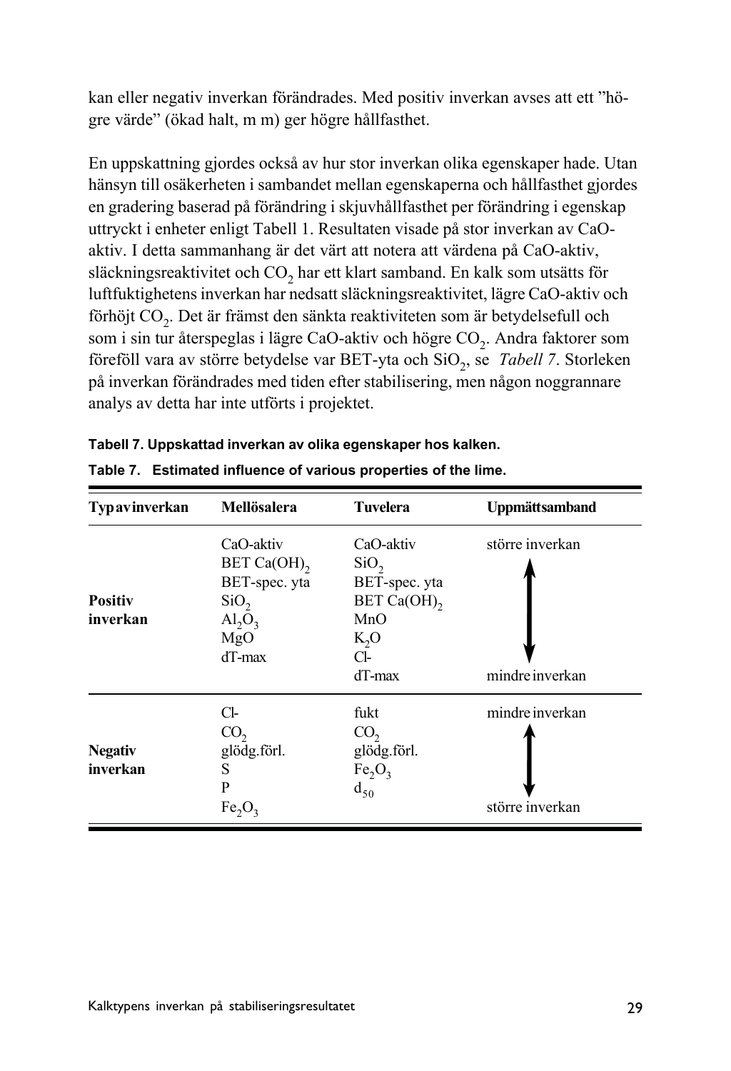kan eller negativ inverkan förändrades. Med positiv inverkan avses att ett ”högre värde” (ökad halt, m m) ger högre hållfasthet.

En uppskattning gjordes också av hur stor inverkan olika egenskaper hade. Utan hänsyn till osäkerheten i sambandet mellan egenskaperna och hållfasthet gjordes en gradering baserad på förändring i skjuvhållfasthet per förändring i egenskap uttryckt i enheter enligt Tabell 1. Resultaten visade på stor inverkan av CaO-aktiv. I detta sammanhang är det värt att notera att värdena på CaO-aktiv, släckningsreaktivitet och $CO_2$ har ett klart samband. En kalk som utsätts för luftfuktighetens inverkan har nedsatt släckningsreaktivitet, lägre CaO-aktiv och förhöjt $CO_2$. Det är främst den sänkta reaktiviteten som är betydelsefull och som i sin tur återspeglas i lägre CaO-aktiv och högre $CO_2$. Andra faktorer som föreföll vara av större betydelse var BET-yta och $SiO_2$, se *Tabell 7*. Storleken på inverkan förändrades med tiden efter stabilisering, men någon noggrannare analys av detta har inte utförts i projektet.

**Tabell 7. Uppskattad inverkan av olika egenskaper hos kalken.**

**Table 7. Estimated influence of various properties of the lime.**

| Typ av inverkan | Mellösalera | Tuvelera | Uppmätt samband |
|---|---|---|---|
| **Positiv inverkan** | CaO-aktiv | CaO-aktiv | större inverkan ↑ |
| | BET $Ca(OH)_2$ | $SiO_2$ | |
| | BET-spec. yta | BET-spec. yta | |
| | $SiO_2$ | BET $Ca(OH)_2$ | |
| | $Al_2O_3$ | MnO | |
| | MgO | $K_2O$ | |
| | dT-max | Cl- | |
| | | dT-max | ↓ mindre inverkan |
| **Negativ inverkan** | Cl- | fukt | mindre inverkan ↑ |
| | $CO_2$ | $CO_2$ | |
| | glödg.förl. | glödg.förl. | |
| | S | $Fe_2O_3$ | |
| | P | $d_{50}$ | |
| | $Fe_2O_3$ | | ↓ större inverkan |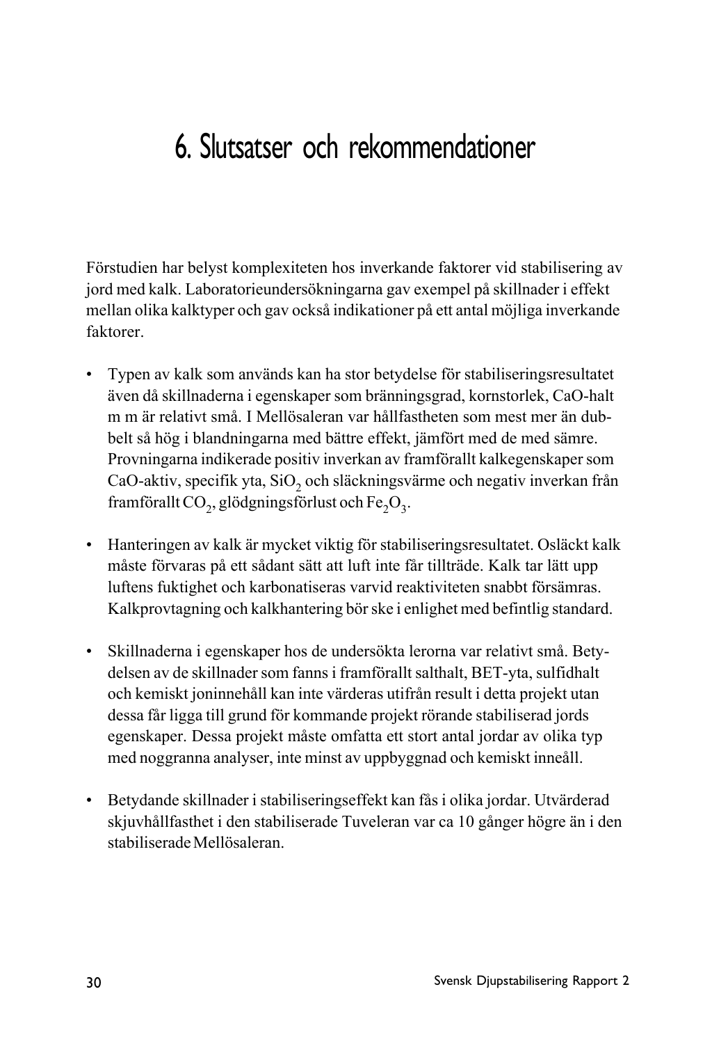# 6. Slutsatser och rekommendationer

Förstudien har belyst komplexiteten hos inverkande faktorer vid stabilisering av jord med kalk. Laboratorieundersökningarna gav exempel på skillnader i effekt mellan olika kalktyper och gav också indikationer på ett antal möjliga inverkande faktorer.

- Typen av kalk som används kan ha stor betydelse för stabiliseringsresultatet även då skillnaderna i egenskaper som bränningsgrad, kornstorlek, CaO-halt m m är relativt små. I Mellösaleran var hållfastheten som mest mer än dubbelt så hög i blandningarna med bättre effekt, jämfört med de med sämre. Provningarna indikerade positiv inverkan av framförallt kalkegenskaper som CaO-aktiv, specifik yta, $SiO_2$ och släckningsvärme och negativ inverkan från framförallt $CO_2$, glödgningsförlust och $Fe_2O_3$.

- Hanteringen av kalk är mycket viktig för stabiliseringsresultatet. Osläckt kalk måste förvaras på ett sådant sätt att luft inte får tillträde. Kalk tar lätt upp luftens fuktighet och karbonatiseras varvid reaktiviteten snabbt försämras. Kalkprovtagning och kalkhantering bör ske i enlighet med befintlig standard.

- Skillnaderna i egenskaper hos de undersökta lerorna var relativt små. Betydelsen av de skillnader som fanns i framförallt salthalt, BET-yta, sulfidhalt och kemiskt joninnehåll kan inte värderas utifrån result i detta projekt utan dessa får ligga till grund för kommande projekt rörande stabiliserad jords egenskaper. Dessa projekt måste omfatta ett stort antal jordar av olika typ med noggranna analyser, inte minst av uppbyggnad och kemiskt inneåll.

- Betydande skillnader i stabiliseringseffekt kan fås i olika jordar. Utvärderad skjuvhållfasthet i den stabiliserade Tuveleran var ca 10 gånger högre än i den stabiliserade Mellösaleran.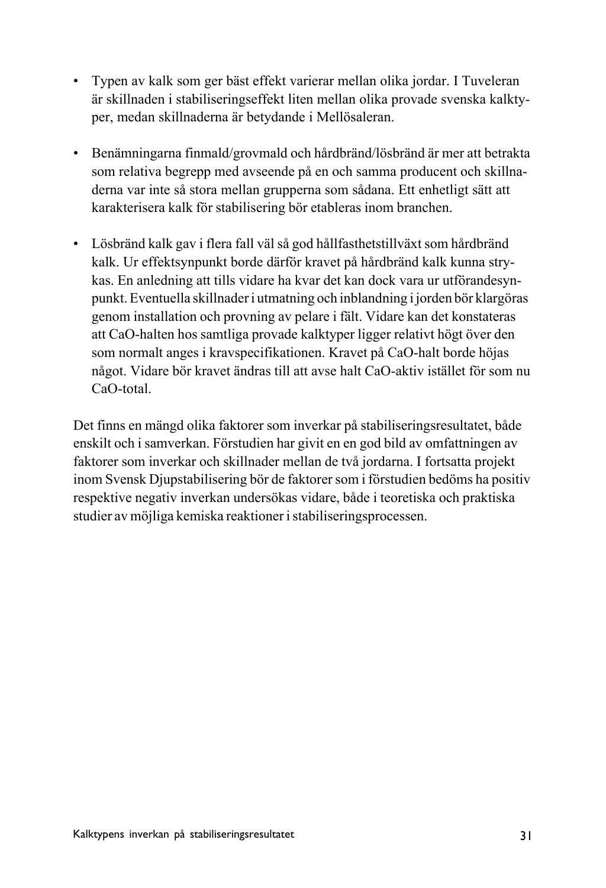- Typen av kalk som ger bäst effekt varierar mellan olika jordar. I Tuveleran är skillnaden i stabiliseringseffekt liten mellan olika provade svenska kalktyper, medan skillnaderna är betydande i Mellösaleran.

- Benämningarna finmald/grovmald och hårdbränd/lösbränd är mer att betrakta som relativa begrepp med avseende på en och samma producent och skillnaderna var inte så stora mellan grupperna som sådana. Ett enhetligt sätt att karakterisera kalk för stabilisering bör etableras inom branchen.

- Lösbränd kalk gav i flera fall väl så god hållfasthetstillväxt som hårdbränd kalk. Ur effektsynpunkt borde därför kravet på hårdbränd kalk kunna strykas. En anledning att tills vidare ha kvar det kan dock vara ur utförandesynpunkt. Eventuella skillnader i utmatning och inblandning i jorden bör klargöras genom installation och provning av pelare i fält. Vidare kan det konstateras att CaO-halten hos samtliga provade kalktyper ligger relativt högt över den som normalt anges i kravspecifikationen. Kravet på CaO-halt borde höjas något. Vidare bör kravet ändras till att avse halt CaO-aktiv istället för som nu CaO-total.

Det finns en mängd olika faktorer som inverkar på stabiliseringsresultatet, både enskilt och i samverkan. Förstudien har givit en en god bild av omfattningen av faktorer som inverkar och skillnader mellan de två jordarna. I fortsatta projekt inom Svensk Djupstabilisering bör de faktorer som i förstudien bedöms ha positiv respektive negativ inverkan undersökas vidare, både i teoretiska och praktiska studier av möjliga kemiska reaktioner i stabiliseringsprocessen.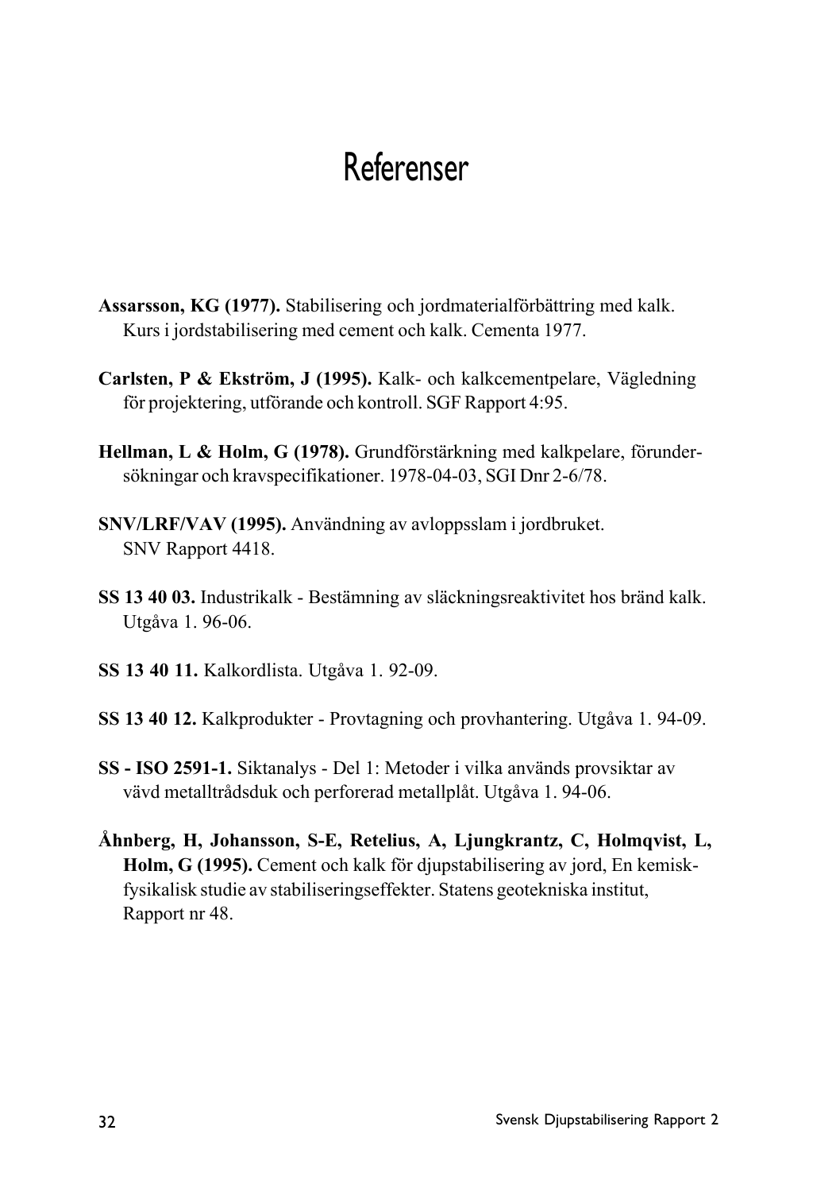# Referenser

**Assarsson, KG (1977).** Stabilisering och jordmaterialförbättring med kalk. Kurs i jordstabilisering med cement och kalk. Cementa 1977.

**Carlsten, P & Ekström, J (1995).** Kalk- och kalkcementpelare, Vägledning för projektering, utförande och kontroll. SGF Rapport 4:95.

**Hellman, L & Holm, G (1978).** Grundförstärkning med kalkpelare, förundersökningar och kravspecifikationer. 1978-04-03, SGI Dnr 2-6/78.

**SNV/LRF/VAV (1995).** Användning av avloppsslam i jordbruket. SNV Rapport 4418.

**SS 13 40 03.** Industrikalk - Bestämning av släckningsreaktivitet hos bränd kalk. Utgåva 1. 96-06.

**SS 13 40 11.** Kalkordlista. Utgåva 1. 92-09.

**SS 13 40 12.** Kalkprodukter - Provtagning och provhantering. Utgåva 1. 94-09.

**SS - ISO 2591-1.** Siktanalys - Del 1: Metoder i vilka används provsiktar av vävd metalltrådsduk och perforerad metallplåt. Utgåva 1. 94-06.

**Åhnberg, H, Johansson, S-E, Retelius, A, Ljungkrantz, C, Holmqvist, L, Holm, G (1995).** Cement och kalk för djupstabilisering av jord, En kemisk-fysikalisk studie av stabiliseringseffekter. Statens geotekniska institut, Rapport nr 48.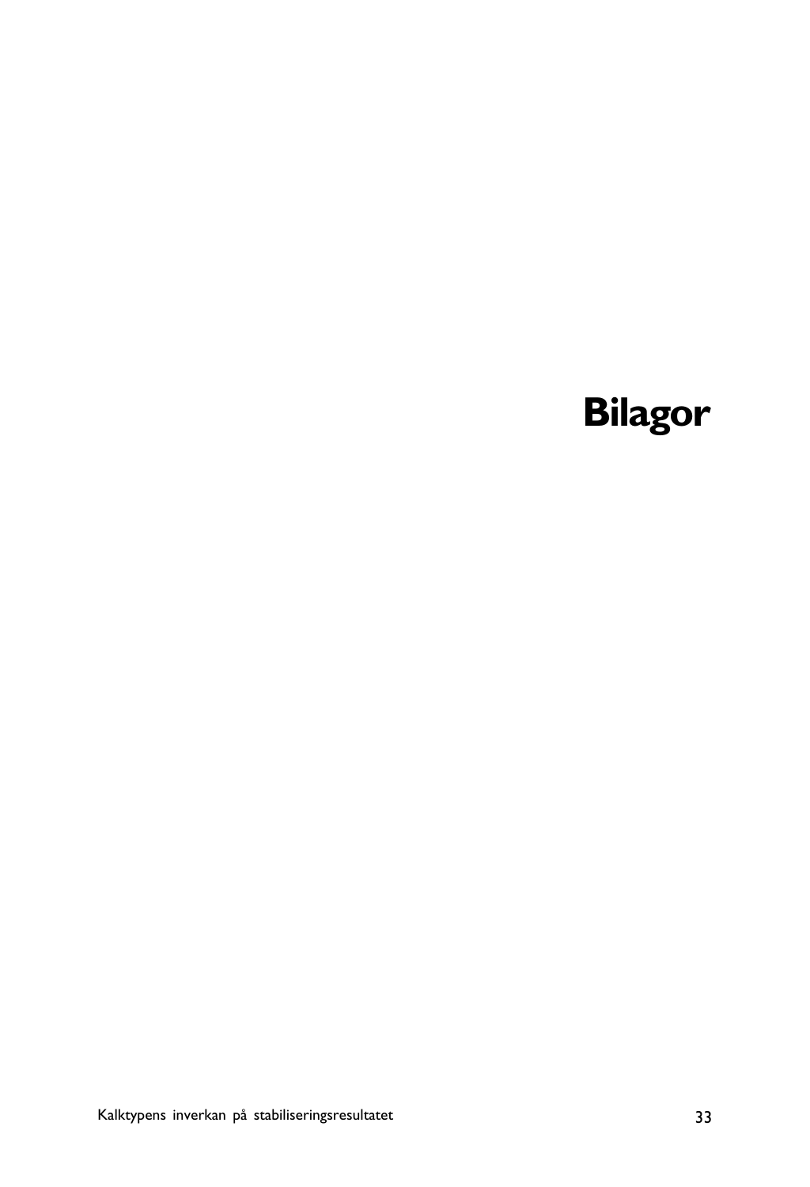# Bilagor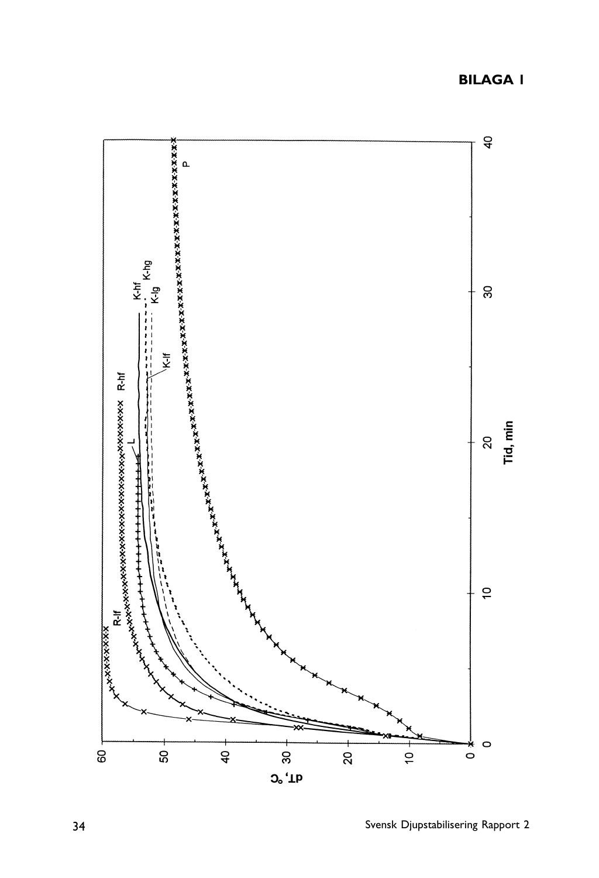# BILAGA 1

dT, °C

Tid, min

R-lf

R-hf

L

K-hf

K-hg

K-lg

K-lf

P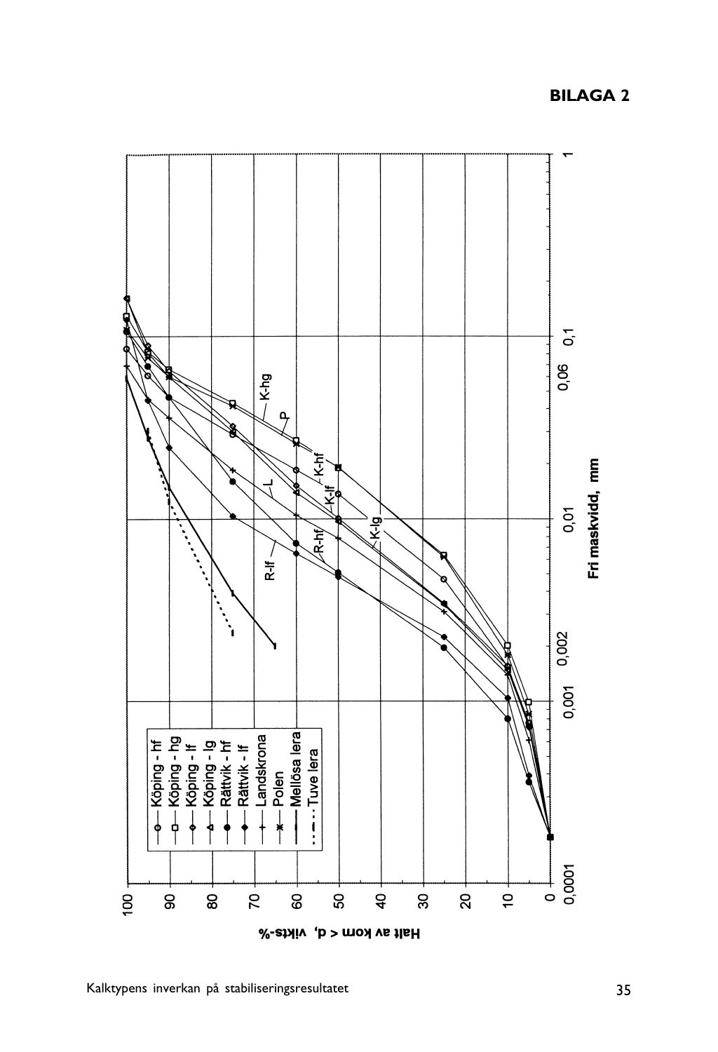# BILAGA 2

Halt av korn < d, vikts-%

Fri maskvidd, mm

- Köping - hf
- Köping - hg
- Köping - lf
- Köping - lg
- Rättvik - hf
- Rättvik - lf
- Landskrona
- Polen
- Mellösa lera
- Tuve lera

K-hg, P, K-hf, K-lf, K-lg, L, R-hf, R-lf

0,0001 0,001 0,002 0,01 0,06 0,1 1

0 10 20 30 40 50 60 70 80 90 100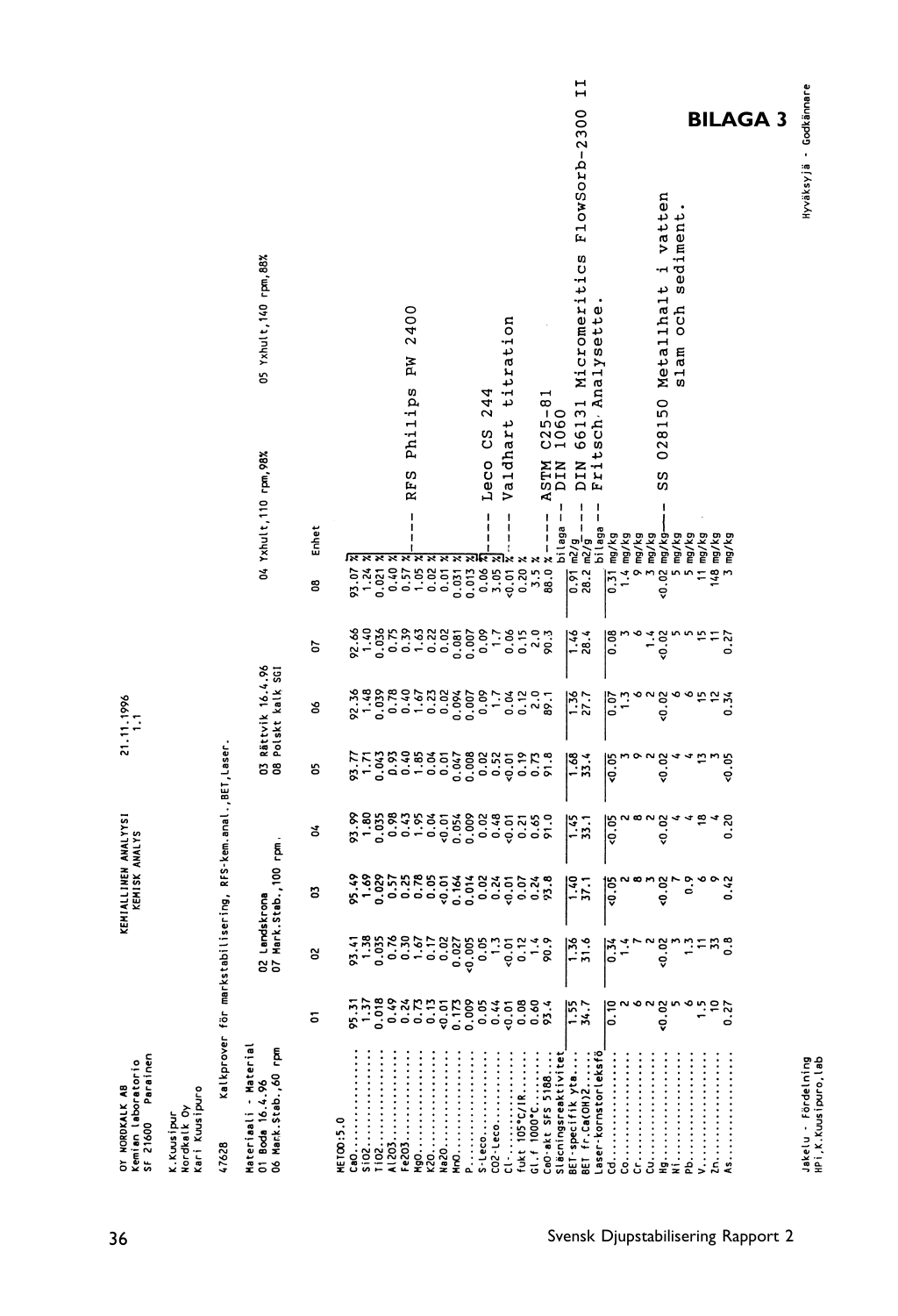**BILAGA 3**

OY NORDKALK AB
Kemian laboratorio
SF 21600 Parainen

KEMIALLINEN ANALYYSI
KEMISK ANALYS

21.11.1996
1.1

K.Kuusipuro
Nordkalk Oy
Kari Kuusipuro

47628 Kalkprover för markstabilisering, RFS-kem.anal., BET, Laser.

Materiaali - Material
01 Boda 16.4.96
02 Landskrona
03 Rättvik 16.4.96
04 Yxhult, 110 rpm, 98%
05 Yxhult, 140 rpm, 88%
06 Mark.Stab., 60 rpm
07 Mark.Stab., 100 rpm.
08 Polskt kalk SGI

| METOD:5.0 | 01 | 02 | 03 | 04 | 05 | 06 | 07 | 08 | Enhet | |
|---|---|---|---|---|---|---|---|---|---|---|
| CaO | 95.31 | 93.41 | 95.49 | 93.99 | 93.77 | 92.36 | 92.66 | 93.07 | % | RFS Philips PW 2400 |
| SiO2 | 1.37 | 1.38 | 1.69 | 1.80 | 1.71 | 1.48 | 1.40 | 1.24 | % | |
| TiO2 | 0.018 | 0.035 | 0.029 | 0.035 | 0.043 | 0.039 | 0.036 | 0.021 | % | |
| Al2O3 | 0.49 | 0.76 | 0.57 | 0.98 | 0.93 | 0.78 | 0.75 | 0.40 | % | |
| Fe2O3 | 0.24 | 0.30 | 0.25 | 0.43 | 0.40 | 0.40 | 0.39 | 0.57 | % | |
| MgO | 0.73 | 1.67 | 0.78 | 1.95 | 1.85 | 1.67 | 1.63 | 1.05 | % | |
| K2O | 0.13 | 0.17 | 0.05 | 0.04 | 0.04 | 0.23 | 0.22 | 0.02 | % | |
| Na2O | <0.01 | 0.02 | <0.01 | <0.01 | 0.01 | 0.02 | 0.02 | 0.01 | % | |
| MnO | 0.173 | 0.027 | 0.164 | 0.054 | 0.047 | 0.094 | 0.081 | 0.031 | % | |
| P | 0.009 | <0.005 | 0.014 | 0.009 | 0.008 | 0.007 | 0.007 | 0.013 | % | |
| S-Leco | 0.05 | 0.05 | 0.02 | 0.02 | 0.02 | 0.09 | 0.09 | 0.06 | % | Leco CS 244 |
| CO2-Leco | 0.44 | 1.3 | 0.24 | 0.48 | 0.52 | 1.7 | 1.7 | 3.05 | % | |
| Cl- | <0.01 | <0.01 | <0.01 | <0.01 | <0.01 | 0.04 | 0.06 | <0.01 | % | Valdhart titration |
| fukt 105°C/IR | 0.08 | 0.12 | 0.07 | 0.21 | 0.19 | 0.12 | 0.15 | 0.20 | % | |
| Gl.f 1000°C | 0.60 | 1.4 | 0.24 | 0.65 | 0.73 | 2.0 | 2.0 | 3.5 | % | |
| CaO-akt SFS 5188 | 93.4 | 90.9 | 93.8 | 91.0 | 91.8 | 89.1 | 90.3 | 88.0 | % | ASTM C25-81 |
| Släckningsreaktivitet | | | | | | | | | bilaga | DIN 1060 |
| BET-specifik yta | 1.55 | 1.36 | 1.40 | 1.45 | 1.68 | 1.36 | 1.46 | 0.91 | m2/g | DIN 66131 Micromeritics FlowSorb-2300 II |
| BET fr.Ca(OH)2 | 34.7 | 31.6 | 37.1 | 33.1 | 33.4 | 27.7 | 28.4 | 28.2 | m2/g | |
| Laser-kornstorleksfö | | | | | | | | | bilaga | Fritsch Analysette. |
| Cd | 0.10 | 0.34 | <0.05 | <0.05 | <0.05 | 0.07 | 0.08 | 0.31 | mg/kg | SS 028150 Metallhalt i vatten slam och sediment. |
| Co | 2 | 1.4 | 2 | 2 | 3 | 1.3 | 3 | 1.4 | mg/kg | |
| Cr | 6 | 7 | 8 | 8 | 9 | 6 | 6 | 9 | mg/kg | |
| Cu | 2 | 2 | 3 | 2 | 2 | 2 | 1.4 | 3 | mg/kg | |
| Hg | <0.02 | <0.02 | <0.02 | <0.02 | <0.02 | <0.02 | <0.02 | <0.02 | mg/kg | |
| Ni | 5 | 3 | 7 | 4 | 4 | 6 | 5 | 5 | mg/kg | |
| Pb | 6 | 1.3 | 0.9 | 4 | 4 | 6 | 5 | 5 | mg/kg | |
| V | 1.5 | 11 | 6 | 18 | 13 | 15 | 15 | 11 | mg/kg | |
| Zn | 10 | 33 | 9 | 4 | 3 | 12 | 11 | 148 | mg/kg | |
| As | 0.27 | 0.8 | 0.42 | 0.20 | <0.05 | 0.34 | 0.27 | 3 | mg/kg | |

Jakelu - Fördelning
HPi,K.Kuusipuro,lab

Hyväksyjä - Godkännare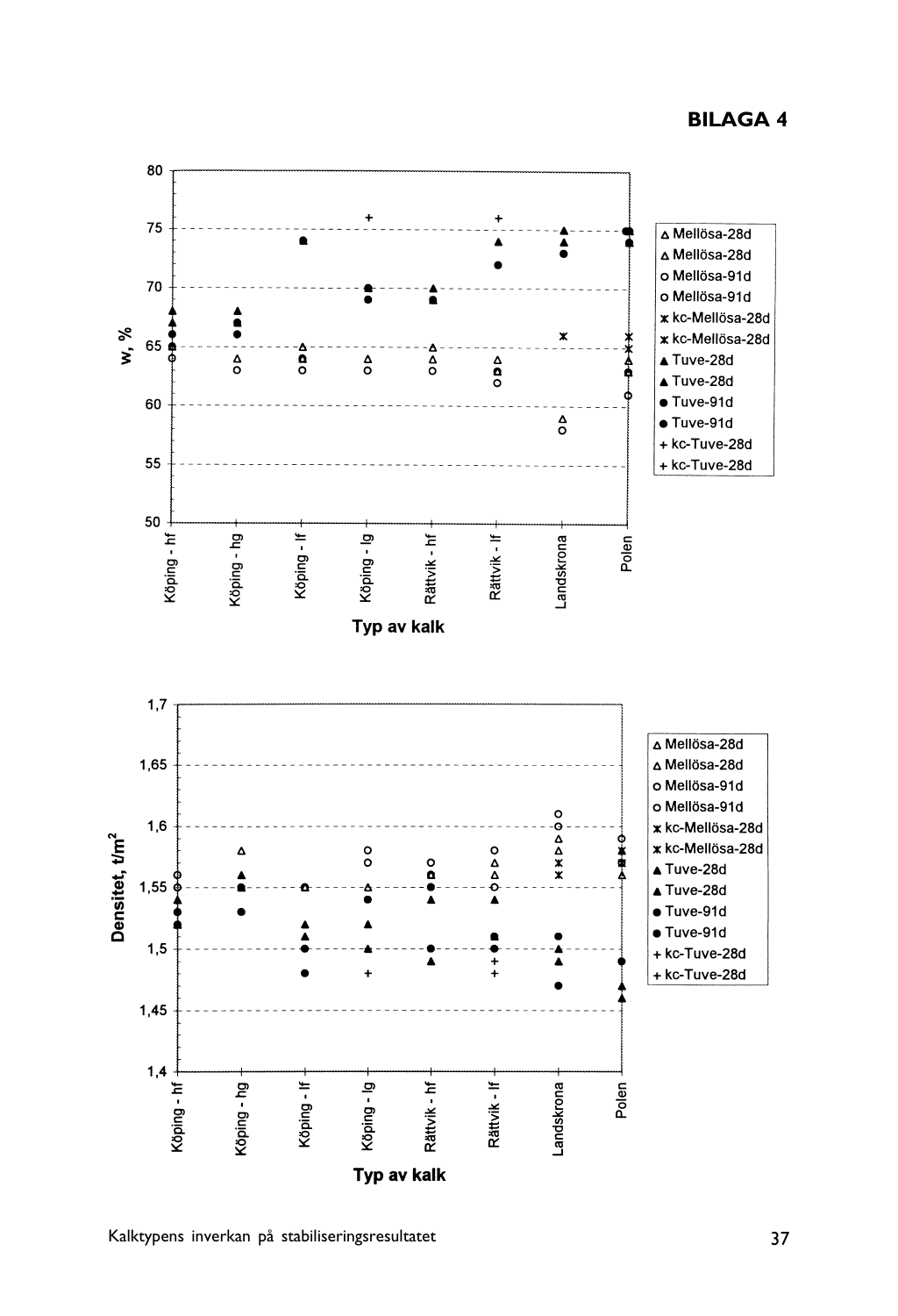# BILAGA 4

w, %

80
75
70
65
60
55
50

Köping - hf | Köping - hg | Köping - lf | Köping - lg | Rättvik - hf | Rättvik - lf | Landskrona | Polen

**Typ av kalk**

- △ Mellösa-28d
- △ Mellösa-28d
- ○ Mellösa-91d
- ○ Mellösa-91d
- ✱ kc-Mellösa-28d
- ✱ kc-Mellösa-28d
- ▲ Tuve-28d
- ▲ Tuve-28d
- ● Tuve-91d
- ● Tuve-91d
- + kc-Tuve-28d
- + kc-Tuve-28d

Densitet, t/m²

1,7
1,65
1,6
1,55
1,5
1,45
1,4

Köping - hf | Köping - hg | Köping - lf | Köping - lg | Rättvik - hf | Rättvik - lf | Landskrona | Polen

**Typ av kalk**

- △ Mellösa-28d
- △ Mellösa-28d
- ○ Mellösa-91d
- ○ Mellösa-91d
- ✱ kc-Mellösa-28d
- ✱ kc-Mellösa-28d
- ▲ Tuve-28d
- ▲ Tuve-28d
- ● Tuve-91d
- ● Tuve-91d
- + kc-Tuve-28d
- + kc-Tuve-28d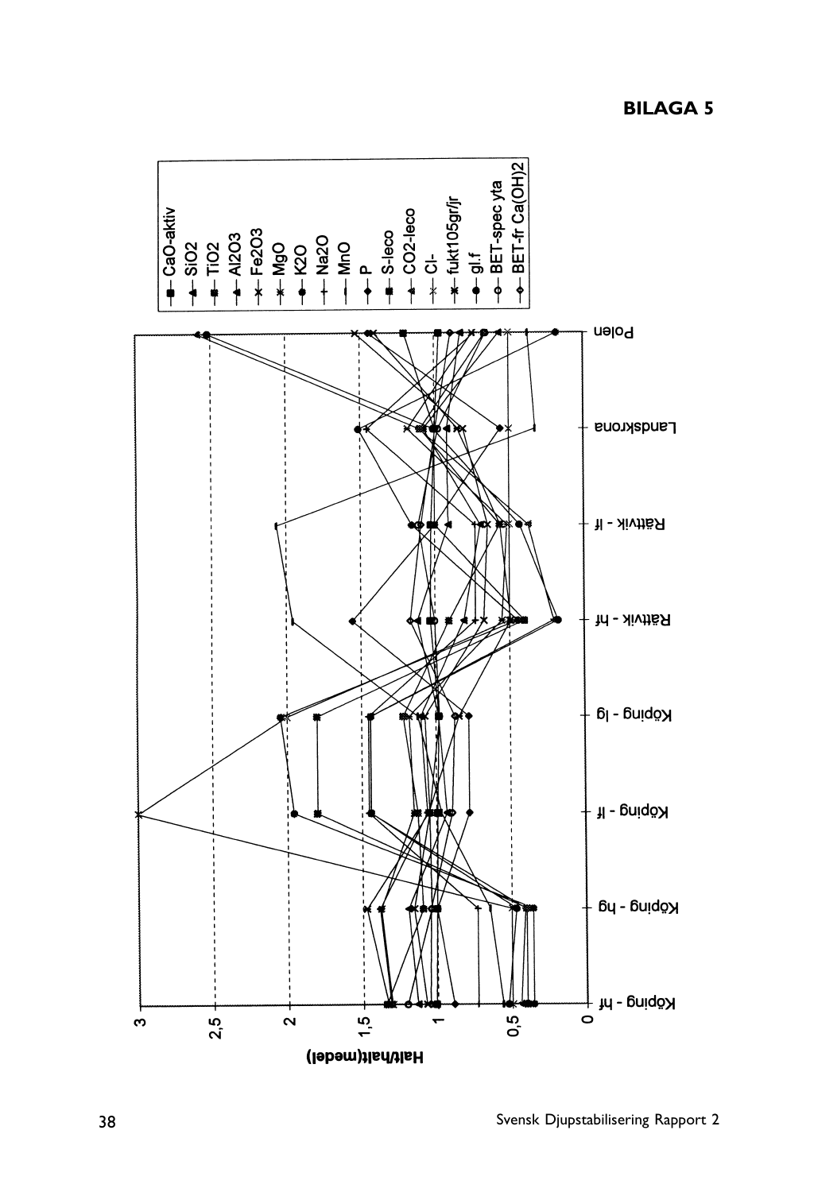# BILAGA 5

Halt/halt(medel)

3
2,5
2
1,5
1
0,5
0

Köping - hf
Köping - hg
Köping - lf
Köping - lg
Rättvik - hf
Rättvik - lf
Landskrona
Polen

- CaO-aktiv
- SiO2
- TiO2
- Al2O3
- Fe2O3
- MgO
- K2O
- Na2O
- MnO
- P
- S-leco
- CO2-leco
- Cl-
- fukt105gr/jr
- gl.f
- BET-spec yta
- BET-fr Ca(OH)2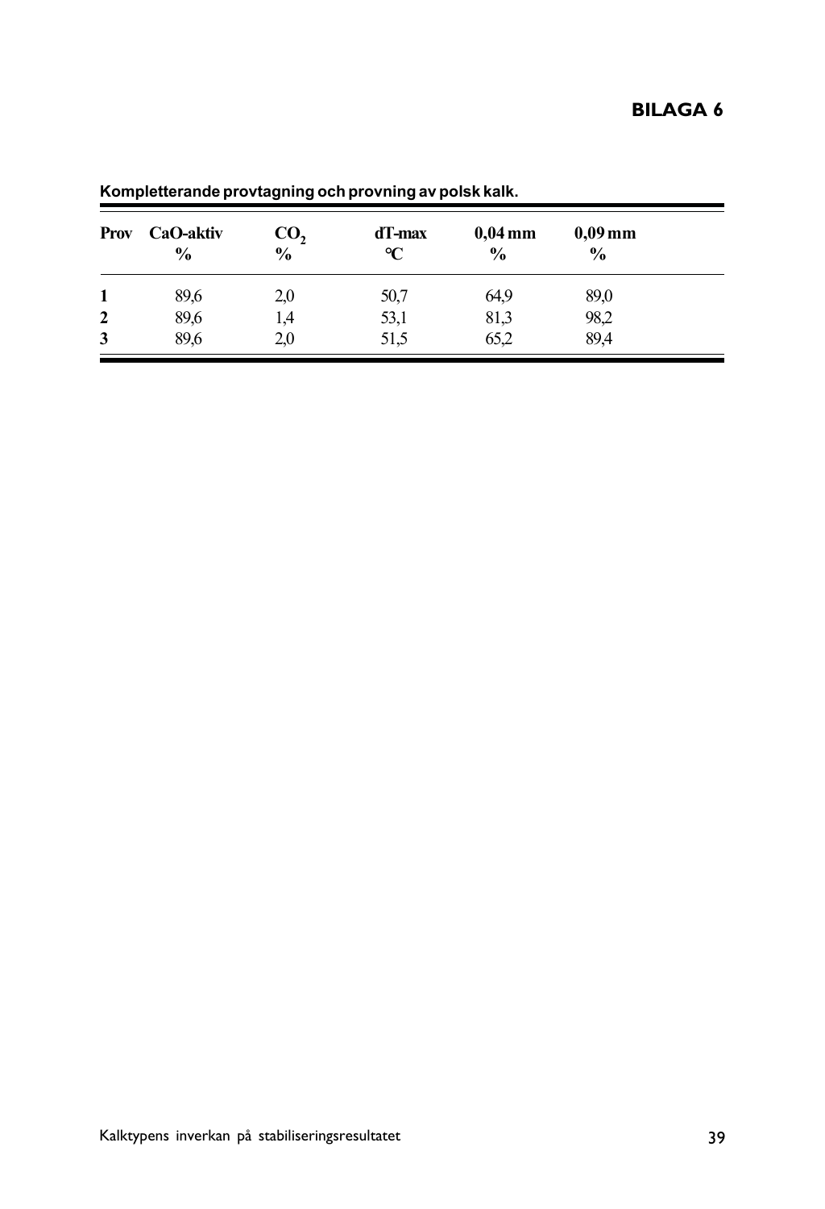# BILAGA 6

**Kompletterande provtagning och provning av polsk kalk.**

| Prov | CaO-aktiv % | $CO_2$ % | dT-max °C | 0,04 mm % | 0,09 mm % |
|---|---|---|---|---|---|
| 1 | 89,6 | 2,0 | 50,7 | 64,9 | 89,0 |
| 2 | 89,6 | 1,4 | 53,1 | 81,3 | 98,2 |
| 3 | 89,6 | 2,0 | 51,5 | 65,2 | 89,4 |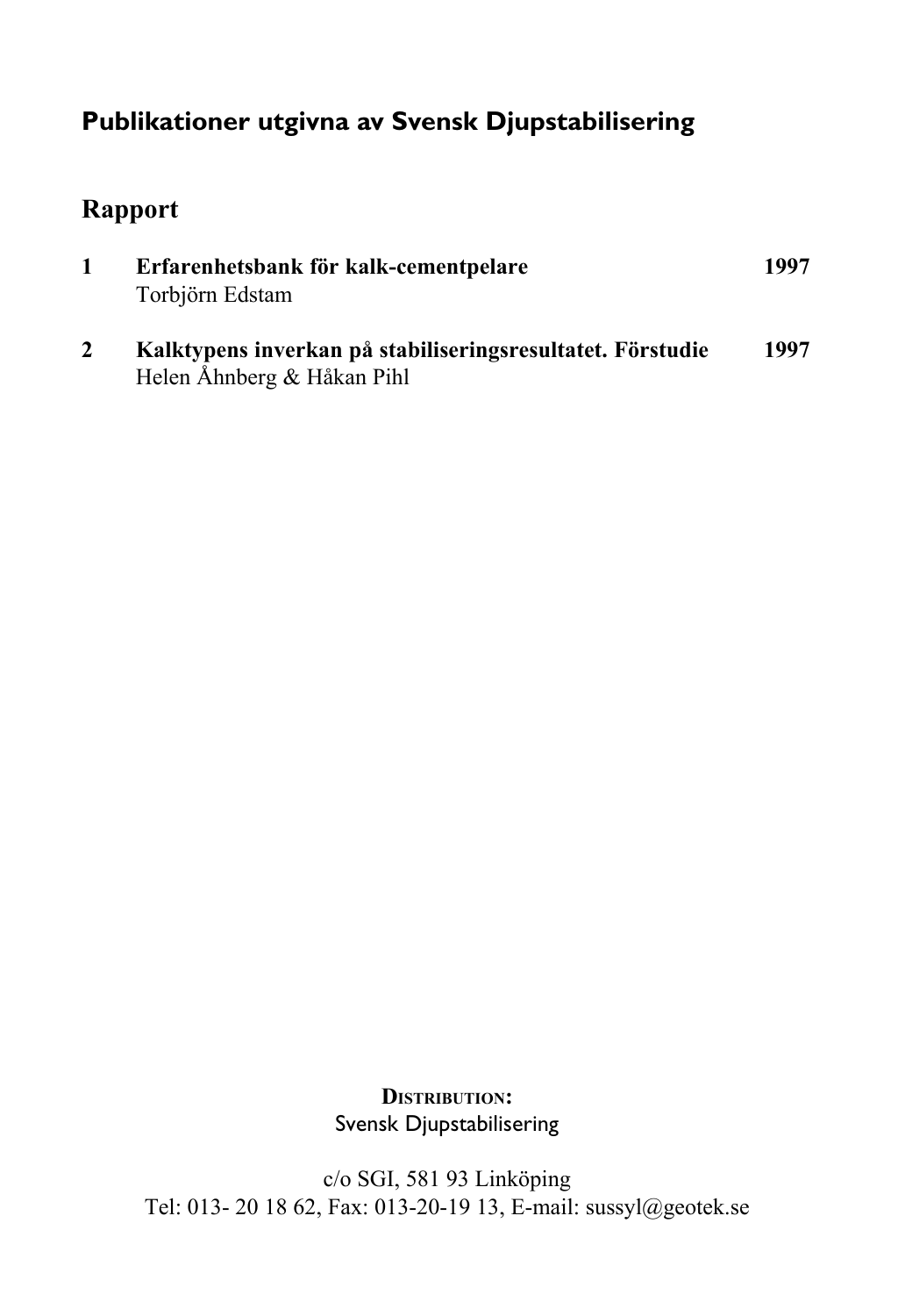## Publikationer utgivna av Svensk Djupstabilisering

## Rapport

**1** **Erfarenhetsbank för kalk-cementpelare** **1997**
Torbjörn Edstam

**2** **Kalktypens inverkan på stabiliseringsresultatet. Förstudie** **1997**
Helen Åhnberg & Håkan Pihl

**DISTRIBUTION:**
Svensk Djupstabilisering

c/o SGI, 581 93 Linköping
Tel: 013- 20 18 62, Fax: 013-20-19 13, E-mail: sussyl@geotek.se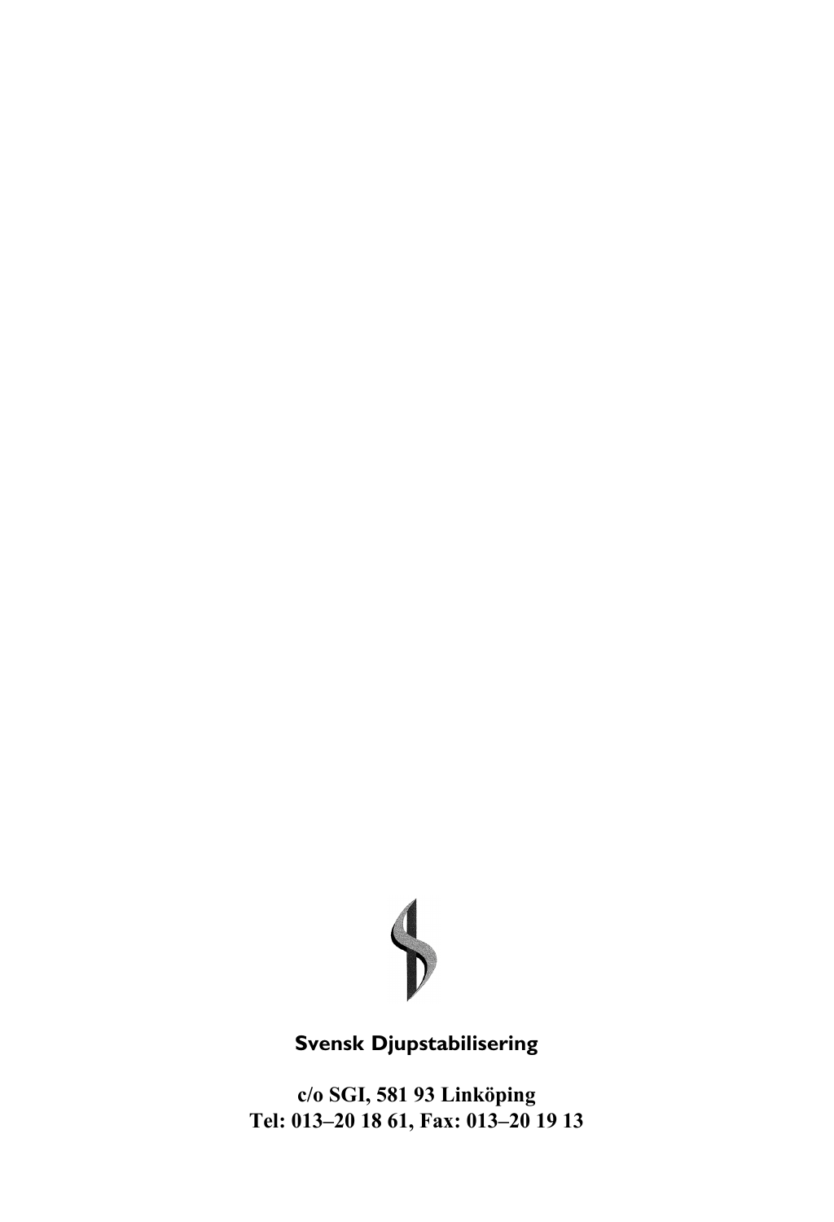**Svensk Djupstabilisering**

**c/o SGI, 581 93 Linköping**
**Tel: 013–20 18 61, Fax: 013–20 19 13**